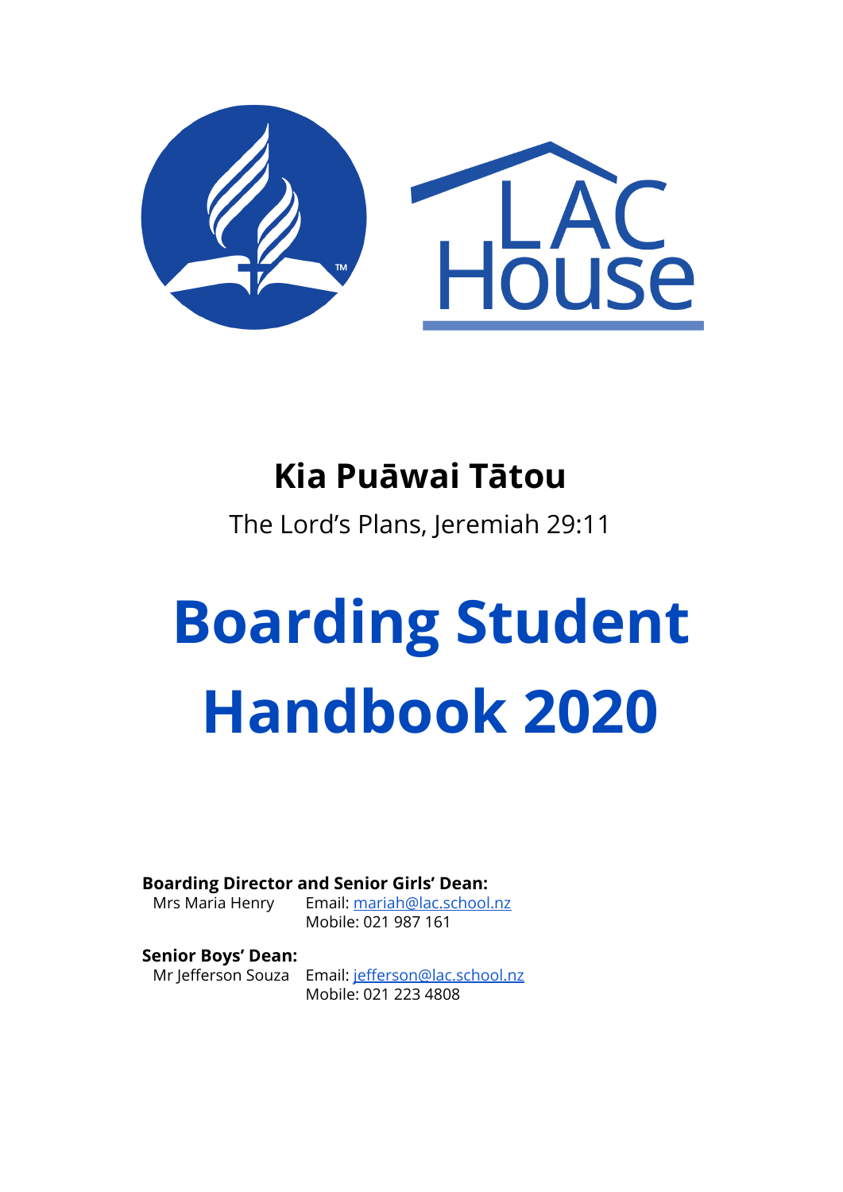LAC House

## Kia Puāwai Tātou

The Lord's Plans, Jeremiah 29:11

# Boarding Student Handbook 2020

**Boarding Director and Senior Girls' Dean:**
Mrs Maria Henry — Email: mariah@lac.school.nz
Mobile: 021 987 161

**Senior Boys' Dean:**
Mr Jefferson Souza — Email: jefferson@lac.school.nz
Mobile: 021 223 4808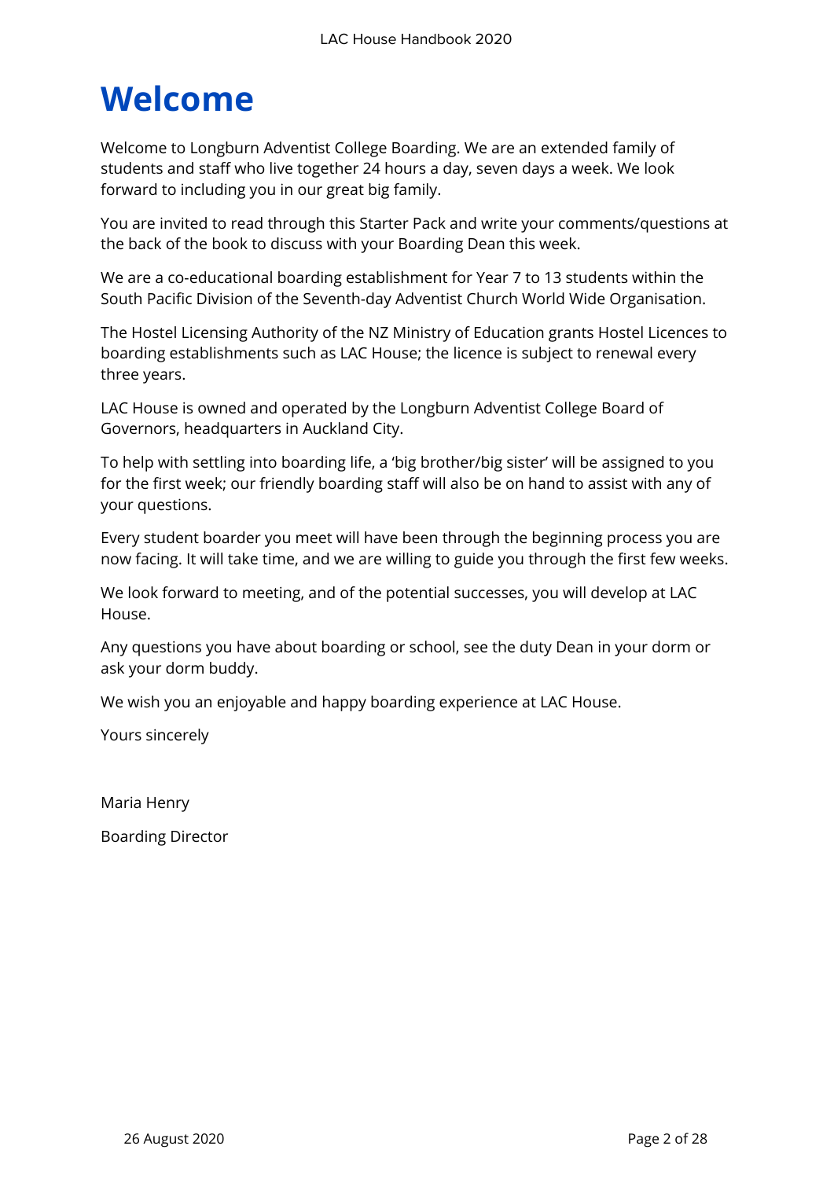# Welcome

Welcome to Longburn Adventist College Boarding. We are an extended family of students and staff who live together 24 hours a day, seven days a week. We look forward to including you in our great big family.

You are invited to read through this Starter Pack and write your comments/questions at the back of the book to discuss with your Boarding Dean this week.

We are a co-educational boarding establishment for Year 7 to 13 students within the South Pacific Division of the Seventh-day Adventist Church World Wide Organisation.

The Hostel Licensing Authority of the NZ Ministry of Education grants Hostel Licences to boarding establishments such as LAC House; the licence is subject to renewal every three years.

LAC House is owned and operated by the Longburn Adventist College Board of Governors, headquarters in Auckland City.

To help with settling into boarding life, a 'big brother/big sister' will be assigned to you for the first week; our friendly boarding staff will also be on hand to assist with any of your questions.

Every student boarder you meet will have been through the beginning process you are now facing. It will take time, and we are willing to guide you through the first few weeks.

We look forward to meeting, and of the potential successes, you will develop at LAC House.

Any questions you have about boarding or school, see the duty Dean in your dorm or ask your dorm buddy.

We wish you an enjoyable and happy boarding experience at LAC House.

Yours sincerely

Maria Henry

Boarding Director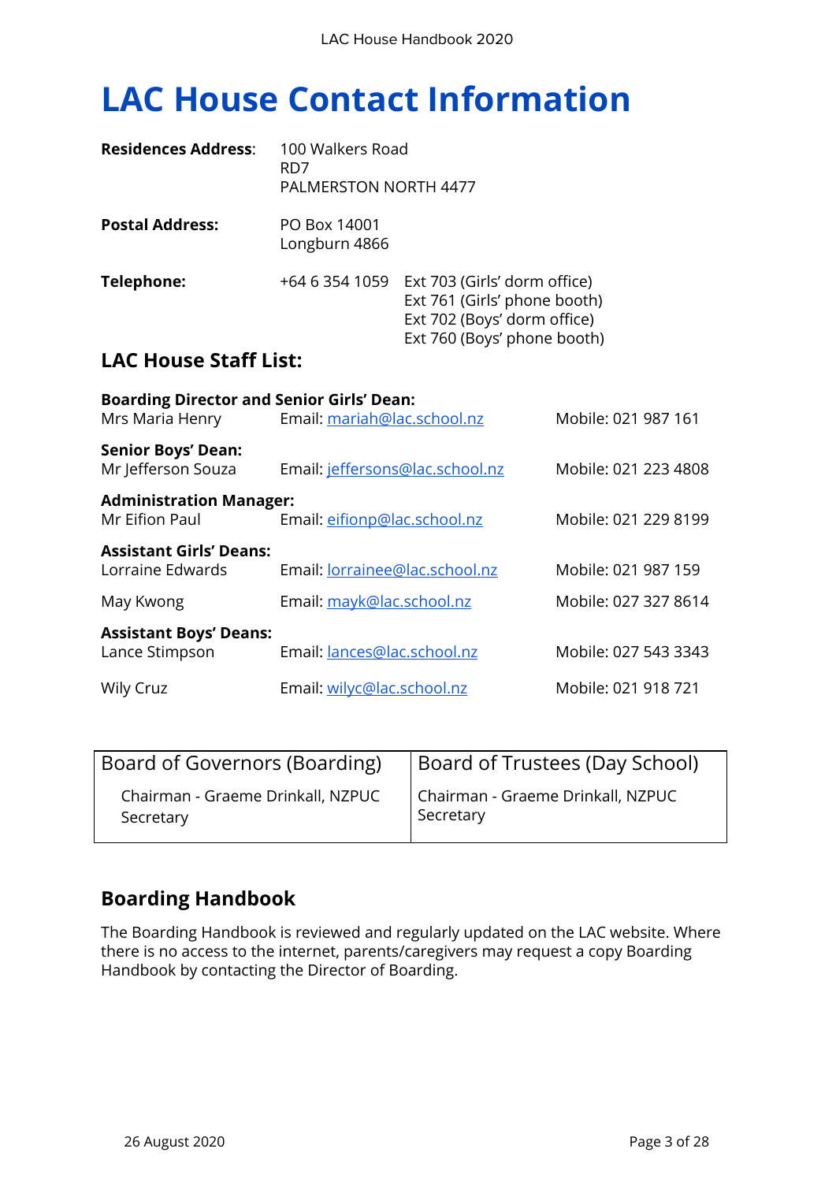# LAC House Contact Information

**Residences Address**: 100 Walkers Road
RD7
PALMERSTON NORTH 4477

**Postal Address:** PO Box 14001
Longburn 4866

**Telephone:** +64 6 354 1059
Ext 703 (Girls' dorm office)
Ext 761 (Girls' phone booth)
Ext 702 (Boys' dorm office)
Ext 760 (Boys' phone booth)

## LAC House Staff List:

**Boarding Director and Senior Girls' Dean:**
Mrs Maria Henry — Email: mariah@lac.school.nz — Mobile: 021 987 161

**Senior Boys' Dean:**
Mr Jefferson Souza — Email: jeffersons@lac.school.nz — Mobile: 021 223 4808

**Administration Manager:**
Mr Eifion Paul — Email: eifionp@lac.school.nz — Mobile: 021 229 8199

**Assistant Girls' Deans:**
Lorraine Edwards — Email: lorrainee@lac.school.nz — Mobile: 021 987 159
May Kwong — Email: mayk@lac.school.nz — Mobile: 027 327 8614

**Assistant Boys' Deans:**
Lance Stimpson — Email: lances@lac.school.nz — Mobile: 027 543 3343
Wily Cruz — Email: wilyc@lac.school.nz — Mobile: 021 918 721

| Board of Governors (Boarding) | Board of Trustees (Day School) |
|---|---|
| Chairman - Graeme Drinkall, NZPUC<br>Secretary | Chairman - Graeme Drinkall, NZPUC<br>Secretary |

## Boarding Handbook

The Boarding Handbook is reviewed and regularly updated on the LAC website. Where there is no access to the internet, parents/caregivers may request a copy Boarding Handbook by contacting the Director of Boarding.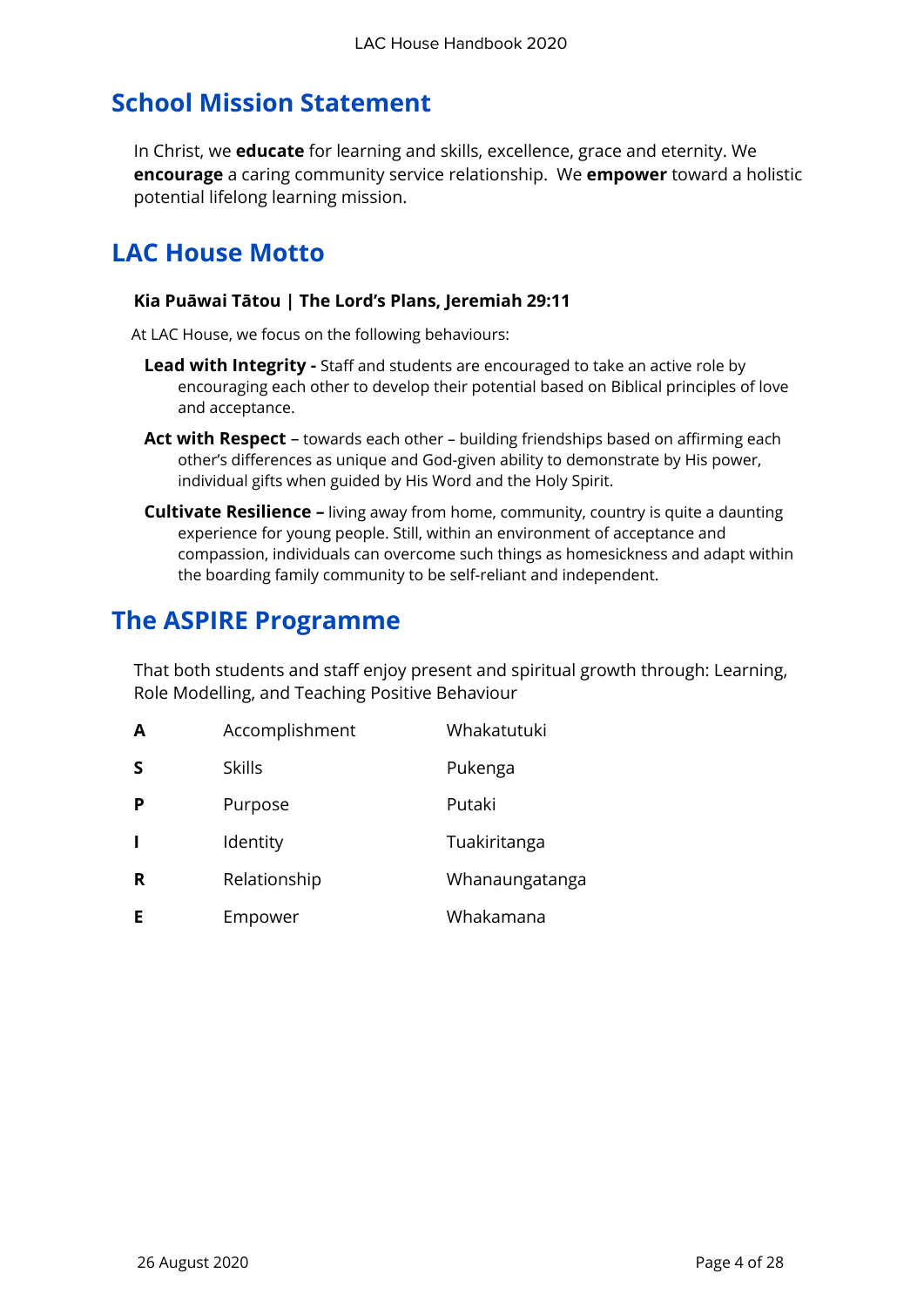## School Mission Statement

In Christ, we **educate** for learning and skills, excellence, grace and eternity. We **encourage** a caring community service relationship. We **empower** toward a holistic potential lifelong learning mission.

## LAC House Motto

**Kia Puāwai Tātou | The Lord's Plans, Jeremiah 29:11**

At LAC House, we focus on the following behaviours:

**Lead with Integrity -** Staff and students are encouraged to take an active role by encouraging each other to develop their potential based on Biblical principles of love and acceptance.

**Act with Respect** – towards each other – building friendships based on affirming each other's differences as unique and God-given ability to demonstrate by His power, individual gifts when guided by His Word and the Holy Spirit.

**Cultivate Resilience –** living away from home, community, country is quite a daunting experience for young people. Still, within an environment of acceptance and compassion, individuals can overcome such things as homesickness and adapt within the boarding family community to be self-reliant and independent.

## The ASPIRE Programme

That both students and staff enjoy present and spiritual growth through: Learning, Role Modelling, and Teaching Positive Behaviour

| | | |
|---|---|---|
| **A** | Accomplishment | Whakatutuki |
| **S** | Skills | Pukenga |
| **P** | Purpose | Putaki |
| **I** | Identity | Tuakiritanga |
| **R** | Relationship | Whanaungatanga |
| **E** | Empower | Whakamana |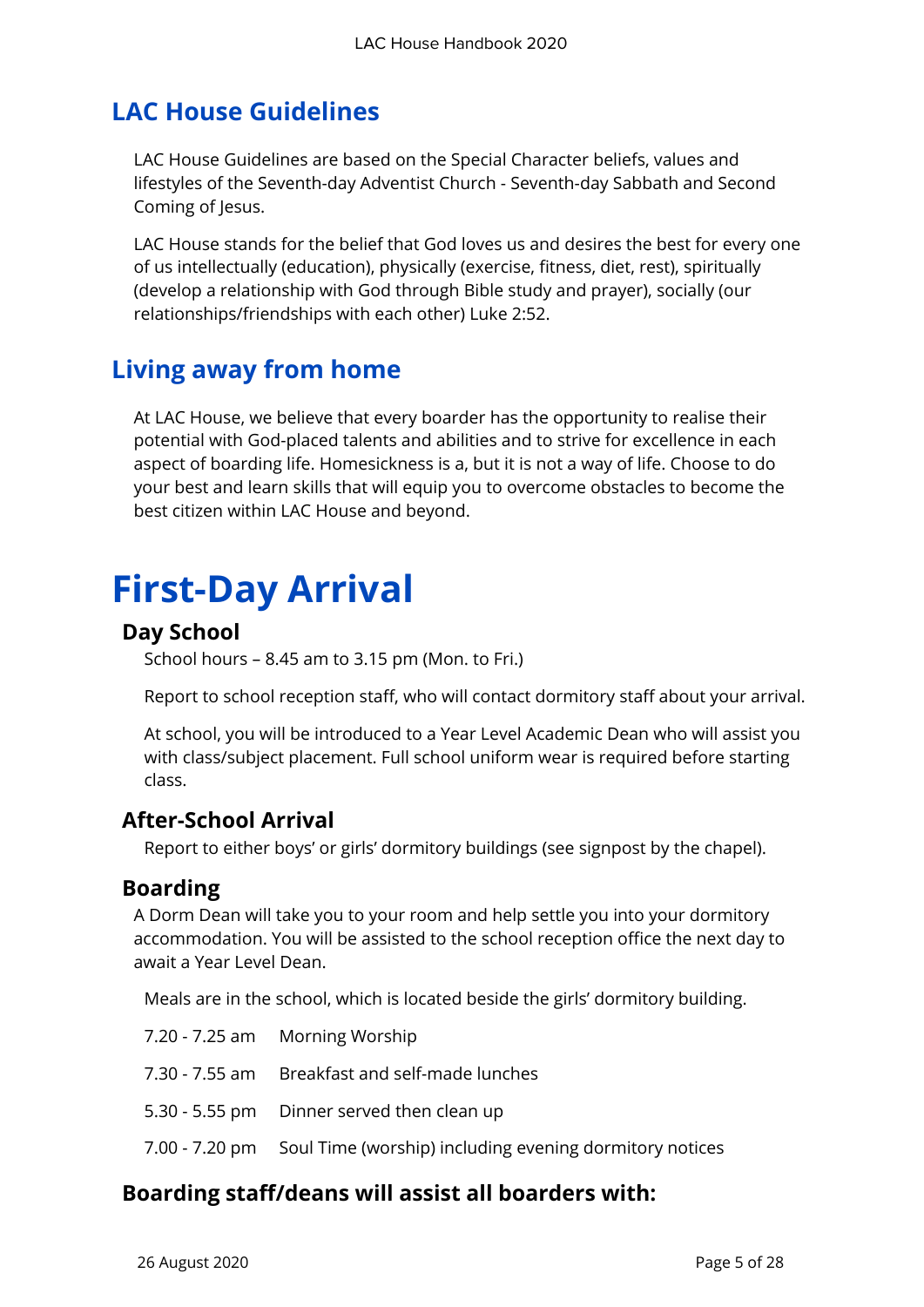## LAC House Guidelines

LAC House Guidelines are based on the Special Character beliefs, values and lifestyles of the Seventh-day Adventist Church - Seventh-day Sabbath and Second Coming of Jesus.

LAC House stands for the belief that God loves us and desires the best for every one of us intellectually (education), physically (exercise, fitness, diet, rest), spiritually (develop a relationship with God through Bible study and prayer), socially (our relationships/friendships with each other) Luke 2:52.

## Living away from home

At LAC House, we believe that every boarder has the opportunity to realise their potential with God-placed talents and abilities and to strive for excellence in each aspect of boarding life. Homesickness is a, but it is not a way of life. Choose to do your best and learn skills that will equip you to overcome obstacles to become the best citizen within LAC House and beyond.

# First-Day Arrival

### Day School

School hours – 8.45 am to 3.15 pm (Mon. to Fri.)

Report to school reception staff, who will contact dormitory staff about your arrival.

At school, you will be introduced to a Year Level Academic Dean who will assist you with class/subject placement. Full school uniform wear is required before starting class.

### After-School Arrival

Report to either boys' or girls' dormitory buildings (see signpost by the chapel).

### Boarding

A Dorm Dean will take you to your room and help settle you into your dormitory accommodation. You will be assisted to the school reception office the next day to await a Year Level Dean.

Meals are in the school, which is located beside the girls' dormitory building.

7.20 - 7.25 am    Morning Worship

7.30 - 7.55 am    Breakfast and self-made lunches

5.30 - 5.55 pm    Dinner served then clean up

7.00 - 7.20 pm    Soul Time (worship) including evening dormitory notices

### Boarding staff/deans will assist all boarders with: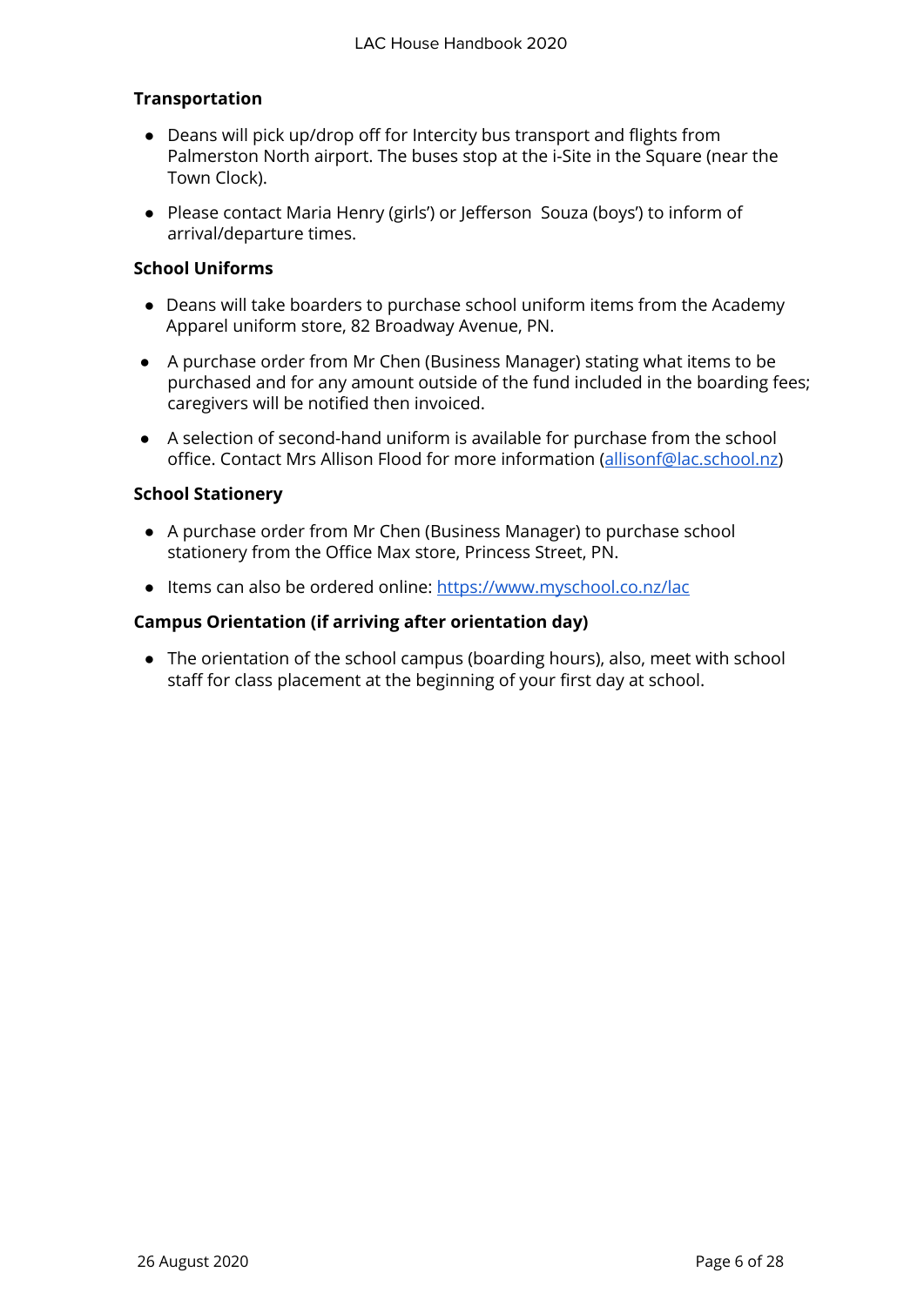**Transportation**

- Deans will pick up/drop off for Intercity bus transport and flights from Palmerston North airport. The buses stop at the i-Site in the Square (near the Town Clock).
- Please contact Maria Henry (girls') or Jefferson Souza (boys') to inform of arrival/departure times.

**School Uniforms**

- Deans will take boarders to purchase school uniform items from the Academy Apparel uniform store, 82 Broadway Avenue, PN.
- A purchase order from Mr Chen (Business Manager) stating what items to be purchased and for any amount outside of the fund included in the boarding fees; caregivers will be notified then invoiced.
- A selection of second-hand uniform is available for purchase from the school office. Contact Mrs Allison Flood for more information (allisonf@lac.school.nz)

**School Stationery**

- A purchase order from Mr Chen (Business Manager) to purchase school stationery from the Office Max store, Princess Street, PN.
- Items can also be ordered online: https://www.myschool.co.nz/lac

**Campus Orientation (if arriving after orientation day)**

- The orientation of the school campus (boarding hours), also, meet with school staff for class placement at the beginning of your first day at school.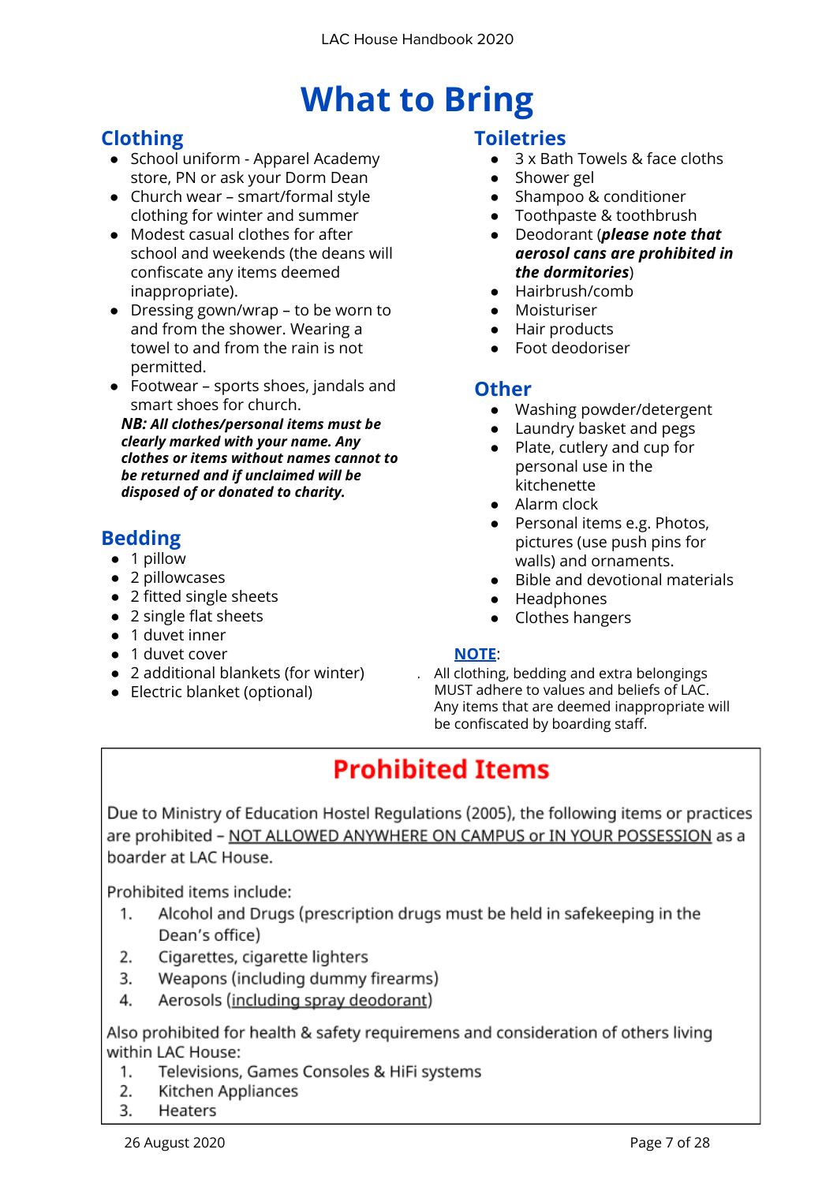# What to Bring

## Clothing

- School uniform - Apparel Academy store, PN or ask your Dorm Dean
- Church wear – smart/formal style clothing for winter and summer
- Modest casual clothes for after school and weekends (the deans will confiscate any items deemed inappropriate).
- Dressing gown/wrap – to be worn to and from the shower. Wearing a towel to and from the rain is not permitted.
- Footwear – sports shoes, jandals and smart shoes for church.

***NB: All clothes/personal items must be clearly marked with your name. Any clothes or items without names cannot to be returned and if unclaimed will be disposed of or donated to charity.***

## Bedding

- 1 pillow
- 2 pillowcases
- 2 fitted single sheets
- 2 single flat sheets
- 1 duvet inner
- 1 duvet cover
- 2 additional blankets (for winter)
- Electric blanket (optional)

## Toiletries

- 3 x Bath Towels & face cloths
- Shower gel
- Shampoo & conditioner
- Toothpaste & toothbrush
- Deodorant (***please note that aerosol cans are prohibited in the dormitories***)
- Hairbrush/comb
- Moisturiser
- Hair products
- Foot deodoriser

## Other

- Washing powder/detergent
- Laundry basket and pegs
- Plate, cutlery and cup for personal use in the kitchenette
- Alarm clock
- Personal items e.g. Photos, pictures (use push pins for walls) and ornaments.
- Bible and devotional materials
- Headphones
- Clothes hangers

**NOTE**:

All clothing, bedding and extra belongings MUST adhere to values and beliefs of LAC. Any items that are deemed inappropriate will be confiscated by boarding staff.

## Prohibited Items

Due to Ministry of Education Hostel Regulations (2005), the following items or practices are prohibited – NOT ALLOWED ANYWHERE ON CAMPUS or IN YOUR POSSESSION as a boarder at LAC House.

Prohibited items include:

1. Alcohol and Drugs (prescription drugs must be held in safekeeping in the Dean's office)
2. Cigarettes, cigarette lighters
3. Weapons (including dummy firearms)
4. Aerosols (including spray deodorant)

Also prohibited for health & safety requiremens and consideration of others living within LAC House:

1. Televisions, Games Consoles & HiFi systems
2. Kitchen Appliances
3. Heaters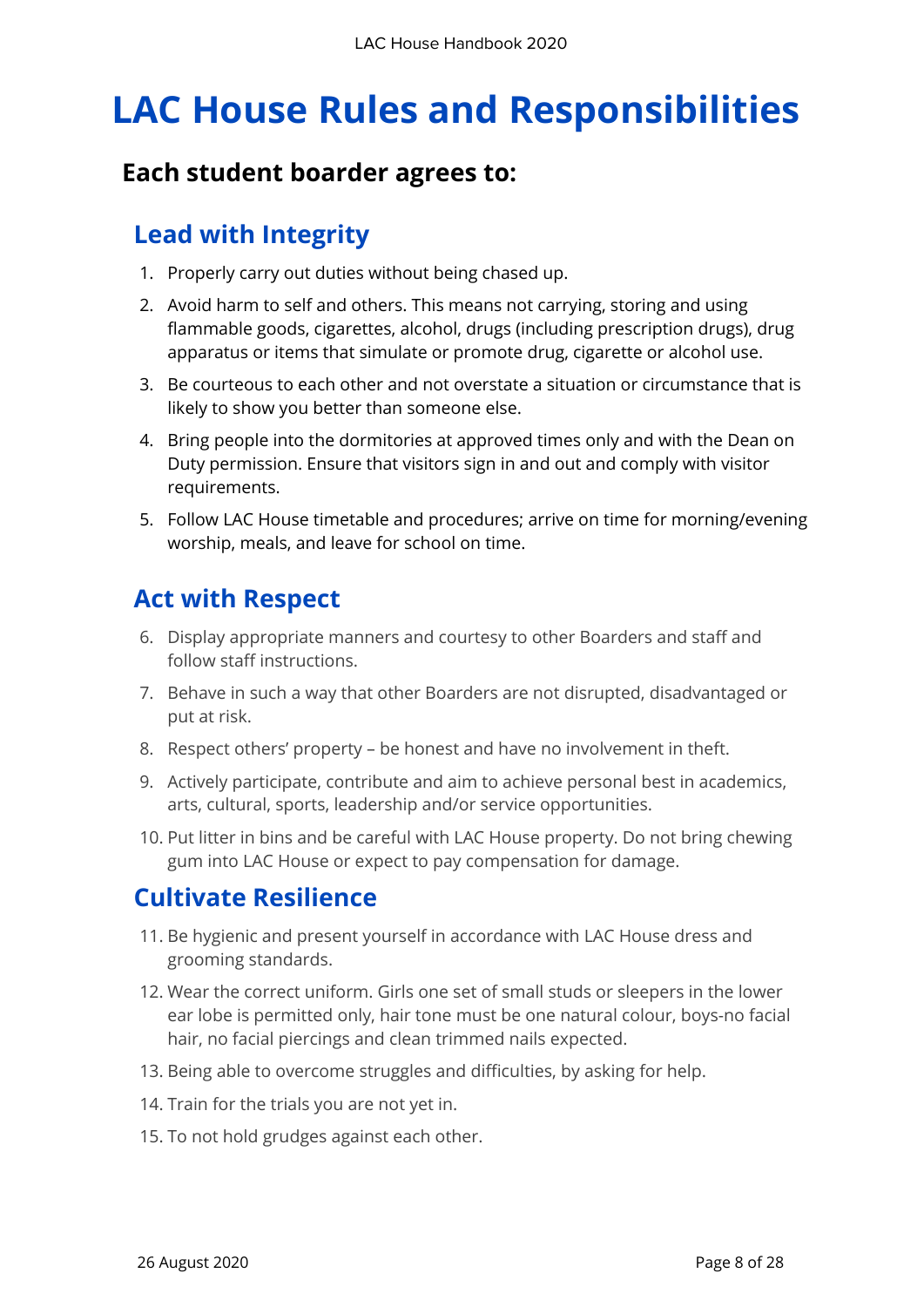# LAC House Rules and Responsibilities

## Each student boarder agrees to:

### Lead with Integrity

1. Properly carry out duties without being chased up.
2. Avoid harm to self and others. This means not carrying, storing and using flammable goods, cigarettes, alcohol, drugs (including prescription drugs), drug apparatus or items that simulate or promote drug, cigarette or alcohol use.
3. Be courteous to each other and not overstate a situation or circumstance that is likely to show you better than someone else.
4. Bring people into the dormitories at approved times only and with the Dean on Duty permission. Ensure that visitors sign in and out and comply with visitor requirements.
5. Follow LAC House timetable and procedures; arrive on time for morning/evening worship, meals, and leave for school on time.

### Act with Respect

6. Display appropriate manners and courtesy to other Boarders and staff and follow staff instructions.
7. Behave in such a way that other Boarders are not disrupted, disadvantaged or put at risk.
8. Respect others' property – be honest and have no involvement in theft.
9. Actively participate, contribute and aim to achieve personal best in academics, arts, cultural, sports, leadership and/or service opportunities.
10. Put litter in bins and be careful with LAC House property. Do not bring chewing gum into LAC House or expect to pay compensation for damage.

### Cultivate Resilience

11. Be hygienic and present yourself in accordance with LAC House dress and grooming standards.
12. Wear the correct uniform. Girls one set of small studs or sleepers in the lower ear lobe is permitted only, hair tone must be one natural colour, boys-no facial hair, no facial piercings and clean trimmed nails expected.
13. Being able to overcome struggles and difficulties, by asking for help.
14. Train for the trials you are not yet in.
15. To not hold grudges against each other.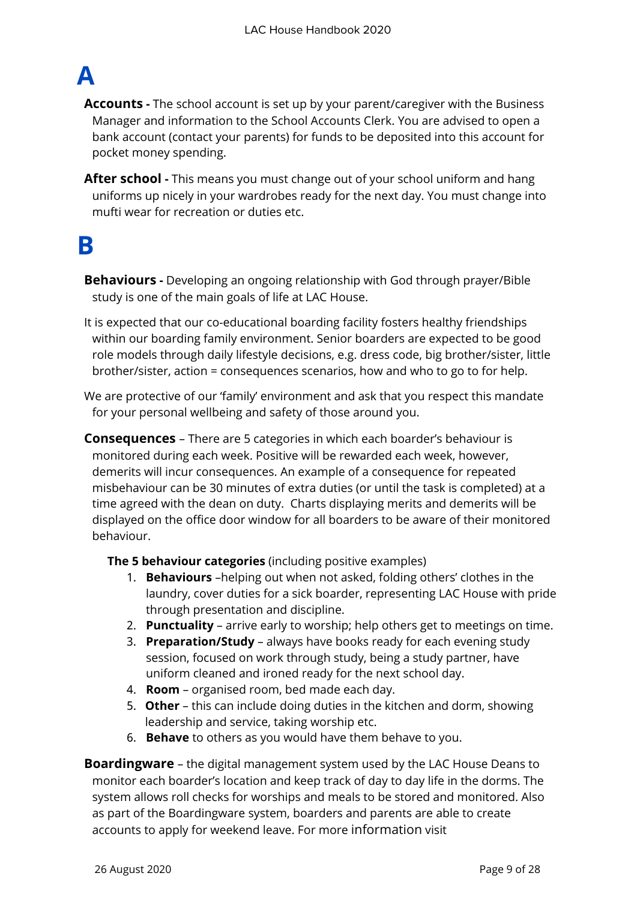# A

**Accounts -** The school account is set up by your parent/caregiver with the Business Manager and information to the School Accounts Clerk. You are advised to open a bank account (contact your parents) for funds to be deposited into this account for pocket money spending.

**After school -** This means you must change out of your school uniform and hang uniforms up nicely in your wardrobes ready for the next day. You must change into mufti wear for recreation or duties etc.

# B

**Behaviours -** Developing an ongoing relationship with God through prayer/Bible study is one of the main goals of life at LAC House.

It is expected that our co-educational boarding facility fosters healthy friendships within our boarding family environment. Senior boarders are expected to be good role models through daily lifestyle decisions, e.g. dress code, big brother/sister, little brother/sister, action = consequences scenarios, how and who to go to for help.

We are protective of our 'family' environment and ask that you respect this mandate for your personal wellbeing and safety of those around you.

**Consequences** – There are 5 categories in which each boarder's behaviour is monitored during each week. Positive will be rewarded each week, however, demerits will incur consequences. An example of a consequence for repeated misbehaviour can be 30 minutes of extra duties (or until the task is completed) at a time agreed with the dean on duty. Charts displaying merits and demerits will be displayed on the office door window for all boarders to be aware of their monitored behaviour.

**The 5 behaviour categories** (including positive examples)

1. **Behaviours** –helping out when not asked, folding others' clothes in the laundry, cover duties for a sick boarder, representing LAC House with pride through presentation and discipline.
2. **Punctuality** – arrive early to worship; help others get to meetings on time.
3. **Preparation/Study** – always have books ready for each evening study session, focused on work through study, being a study partner, have uniform cleaned and ironed ready for the next school day.
4. **Room** – organised room, bed made each day.
5. **Other** – this can include doing duties in the kitchen and dorm, showing leadership and service, taking worship etc.
6. **Behave** to others as you would have them behave to you.

**Boardingware** – the digital management system used by the LAC House Deans to monitor each boarder's location and keep track of day to day life in the dorms. The system allows roll checks for worships and meals to be stored and monitored. Also as part of the Boardingware system, boarders and parents are able to create accounts to apply for weekend leave. For more information visit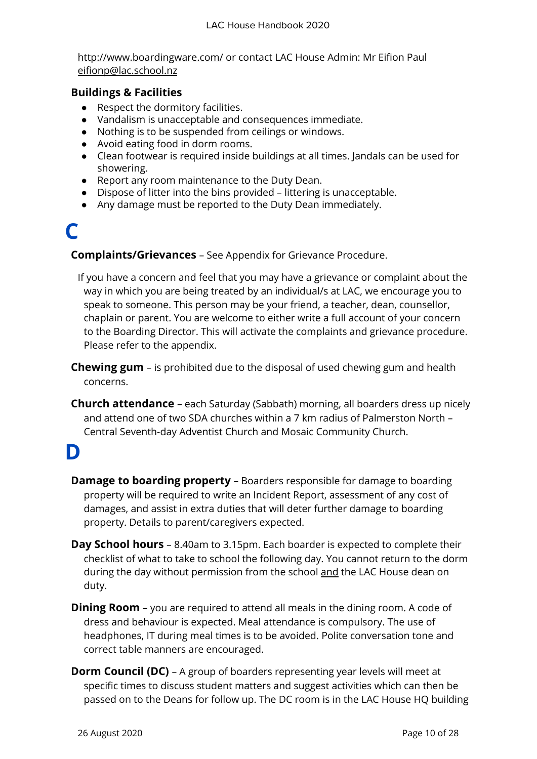http://www.boardingware.com/ or contact LAC House Admin: Mr Eifion Paul eifionp@lac.school.nz

### Buildings & Facilities

- Respect the dormitory facilities.
- Vandalism is unacceptable and consequences immediate.
- Nothing is to be suspended from ceilings or windows.
- Avoid eating food in dorm rooms.
- Clean footwear is required inside buildings at all times. Jandals can be used for showering.
- Report any room maintenance to the Duty Dean.
- Dispose of litter into the bins provided – littering is unacceptable.
- Any damage must be reported to the Duty Dean immediately.

# C

**Complaints/Grievances** – See Appendix for Grievance Procedure.

If you have a concern and feel that you may have a grievance or complaint about the way in which you are being treated by an individual/s at LAC, we encourage you to speak to someone. This person may be your friend, a teacher, dean, counsellor, chaplain or parent. You are welcome to either write a full account of your concern to the Boarding Director. This will activate the complaints and grievance procedure. Please refer to the appendix.

**Chewing gum** – is prohibited due to the disposal of used chewing gum and health concerns.

**Church attendance** – each Saturday (Sabbath) morning, all boarders dress up nicely and attend one of two SDA churches within a 7 km radius of Palmerston North – Central Seventh-day Adventist Church and Mosaic Community Church.

# D

**Damage to boarding property** – Boarders responsible for damage to boarding property will be required to write an Incident Report, assessment of any cost of damages, and assist in extra duties that will deter further damage to boarding property. Details to parent/caregivers expected.

**Day School hours** – 8.40am to 3.15pm. Each boarder is expected to complete their checklist of what to take to school the following day. You cannot return to the dorm during the day without permission from the school and the LAC House dean on duty.

**Dining Room** – you are required to attend all meals in the dining room. A code of dress and behaviour is expected. Meal attendance is compulsory. The use of headphones, IT during meal times is to be avoided. Polite conversation tone and correct table manners are encouraged.

**Dorm Council (DC)** – A group of boarders representing year levels will meet at specific times to discuss student matters and suggest activities which can then be passed on to the Deans for follow up. The DC room is in the LAC House HQ building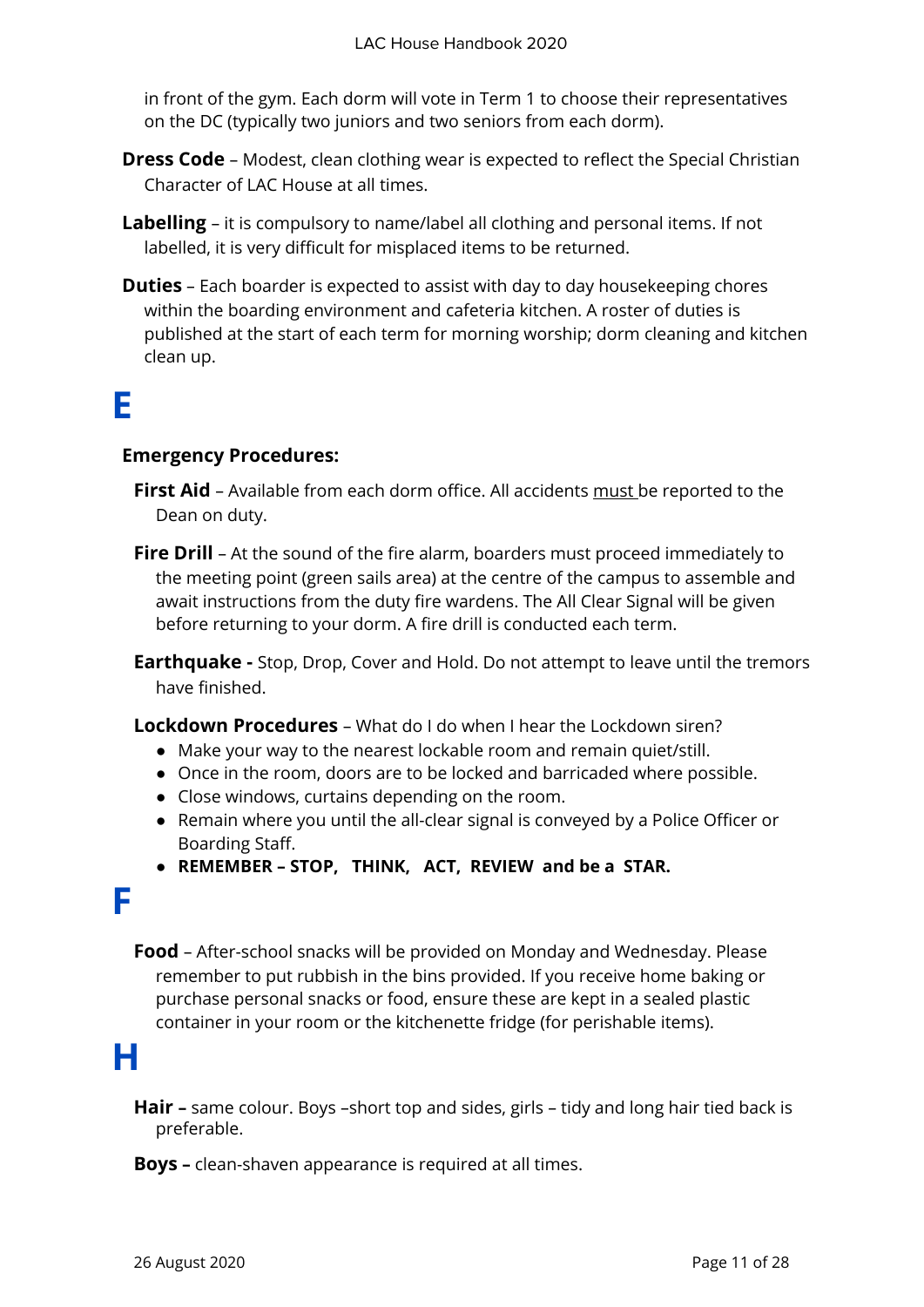in front of the gym. Each dorm will vote in Term 1 to choose their representatives on the DC (typically two juniors and two seniors from each dorm).

**Dress Code** – Modest, clean clothing wear is expected to reflect the Special Christian Character of LAC House at all times.

**Labelling** – it is compulsory to name/label all clothing and personal items. If not labelled, it is very difficult for misplaced items to be returned.

**Duties** – Each boarder is expected to assist with day to day housekeeping chores within the boarding environment and cafeteria kitchen. A roster of duties is published at the start of each term for morning worship; dorm cleaning and kitchen clean up.

# E

**Emergency Procedures:**

**First Aid** – Available from each dorm office. All accidents <u>must</u> be reported to the Dean on duty.

**Fire Drill** – At the sound of the fire alarm, boarders must proceed immediately to the meeting point (green sails area) at the centre of the campus to assemble and await instructions from the duty fire wardens. The All Clear Signal will be given before returning to your dorm. A fire drill is conducted each term.

**Earthquake -** Stop, Drop, Cover and Hold. Do not attempt to leave until the tremors have finished.

**Lockdown Procedures** – What do I do when I hear the Lockdown siren?

- Make your way to the nearest lockable room and remain quiet/still.
- Once in the room, doors are to be locked and barricaded where possible.
- Close windows, curtains depending on the room.
- Remain where you until the all-clear signal is conveyed by a Police Officer or Boarding Staff.
- **REMEMBER – STOP, THINK, ACT, REVIEW and be a STAR.**

# F

**Food** – After-school snacks will be provided on Monday and Wednesday. Please remember to put rubbish in the bins provided. If you receive home baking or purchase personal snacks or food, ensure these are kept in a sealed plastic container in your room or the kitchenette fridge (for perishable items).

# H

**Hair –** same colour. Boys –short top and sides, girls – tidy and long hair tied back is preferable.

**Boys –** clean-shaven appearance is required at all times.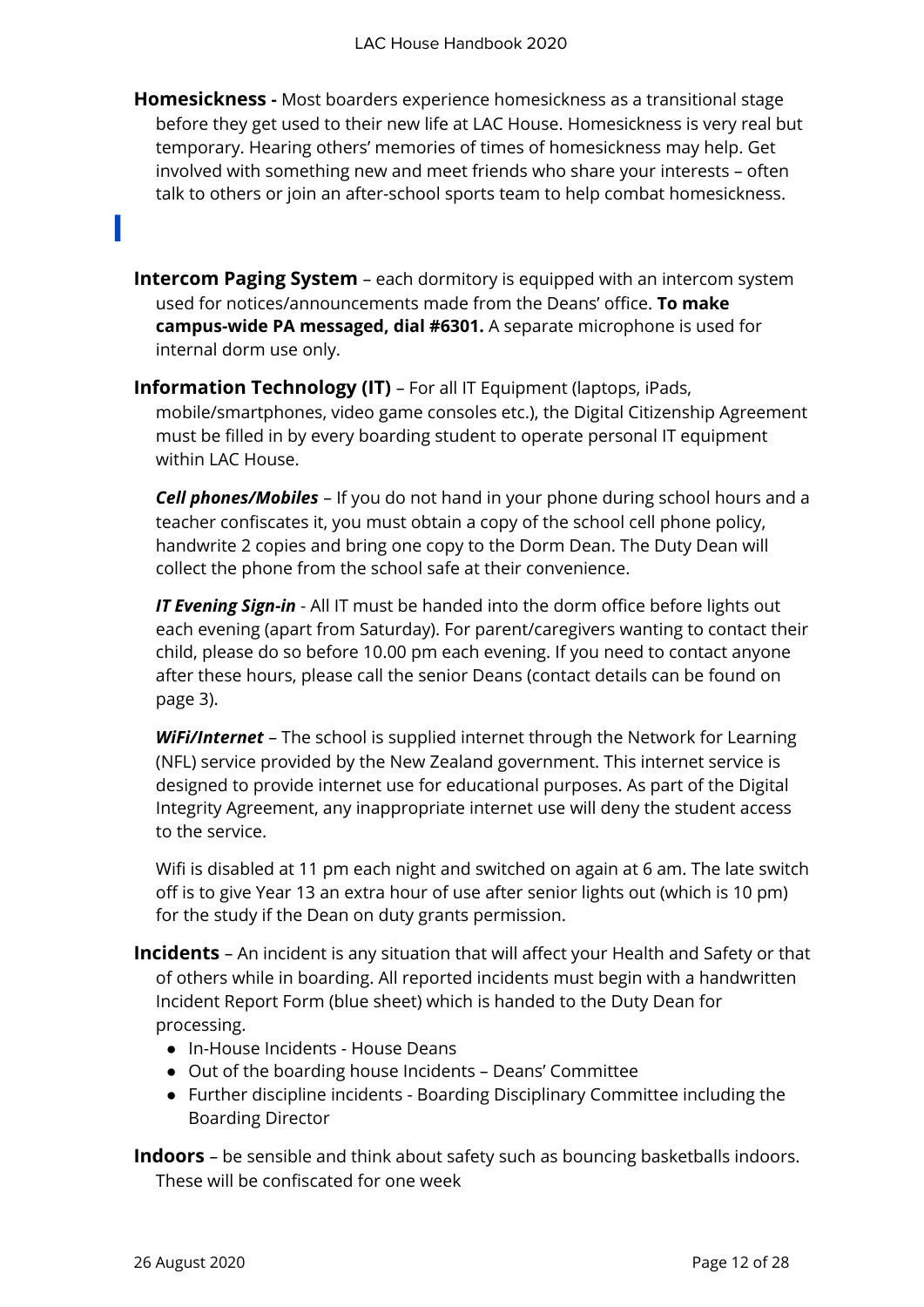**Homesickness -** Most boarders experience homesickness as a transitional stage before they get used to their new life at LAC House. Homesickness is very real but temporary. Hearing others' memories of times of homesickness may help. Get involved with something new and meet friends who share your interests – often talk to others or join an after-school sports team to help combat homesickness.

# I

**Intercom Paging System** – each dormitory is equipped with an intercom system used for notices/announcements made from the Deans' office. **To make campus-wide PA messaged, dial #6301.** A separate microphone is used for internal dorm use only.

**Information Technology (IT)** – For all IT Equipment (laptops, iPads, mobile/smartphones, video game consoles etc.), the Digital Citizenship Agreement must be filled in by every boarding student to operate personal IT equipment within LAC House.

***Cell phones/Mobiles*** – If you do not hand in your phone during school hours and a teacher confiscates it, you must obtain a copy of the school cell phone policy, handwrite 2 copies and bring one copy to the Dorm Dean. The Duty Dean will collect the phone from the school safe at their convenience.

***IT Evening Sign-in*** - All IT must be handed into the dorm office before lights out each evening (apart from Saturday). For parent/caregivers wanting to contact their child, please do so before 10.00 pm each evening. If you need to contact anyone after these hours, please call the senior Deans (contact details can be found on page 3).

***WiFi/Internet*** – The school is supplied internet through the Network for Learning (NFL) service provided by the New Zealand government. This internet service is designed to provide internet use for educational purposes. As part of the Digital Integrity Agreement, any inappropriate internet use will deny the student access to the service.

Wifi is disabled at 11 pm each night and switched on again at 6 am. The late switch off is to give Year 13 an extra hour of use after senior lights out (which is 10 pm) for the study if the Dean on duty grants permission.

**Incidents** – An incident is any situation that will affect your Health and Safety or that of others while in boarding. All reported incidents must begin with a handwritten Incident Report Form (blue sheet) which is handed to the Duty Dean for processing.

- In-House Incidents - House Deans
- Out of the boarding house Incidents – Deans' Committee
- Further discipline incidents - Boarding Disciplinary Committee including the Boarding Director

**Indoors** – be sensible and think about safety such as bouncing basketballs indoors. These will be confiscated for one week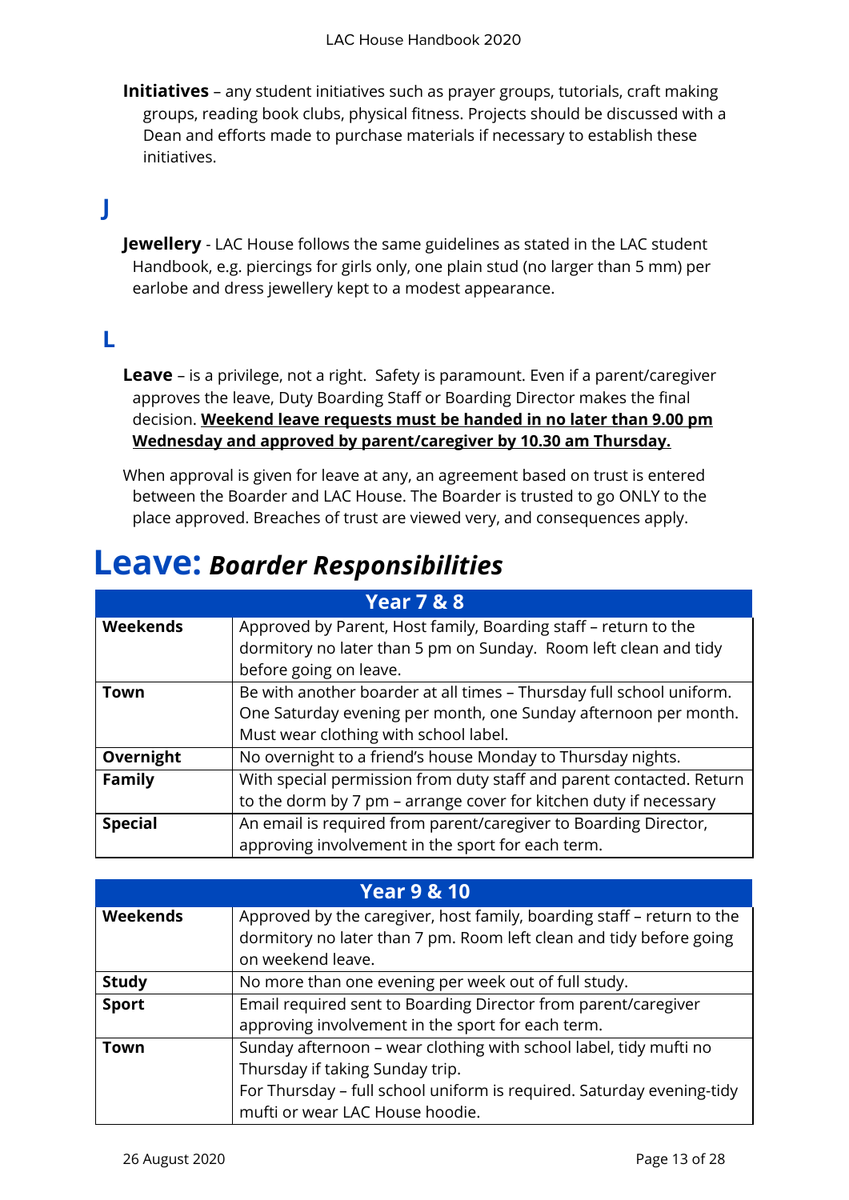**Initiatives** – any student initiatives such as prayer groups, tutorials, craft making groups, reading book clubs, physical fitness. Projects should be discussed with a Dean and efforts made to purchase materials if necessary to establish these initiatives.

## J

**Jewellery** - LAC House follows the same guidelines as stated in the LAC student Handbook, e.g. piercings for girls only, one plain stud (no larger than 5 mm) per earlobe and dress jewellery kept to a modest appearance.

## L

**Leave** – is a privilege, not a right. Safety is paramount. Even if a parent/caregiver approves the leave, Duty Boarding Staff or Boarding Director makes the final decision. **<u>Weekend leave requests must be handed in no later than 9.00 pm Wednesday and approved by parent/caregiver by 10.30 am Thursday.</u>**

When approval is given for leave at any, an agreement based on trust is entered between the Boarder and LAC House. The Boarder is trusted to go ONLY to the place approved. Breaches of trust are viewed very, and consequences apply.

# Leave: *Boarder Responsibilities*

| Year 7 & 8 | |
|---|---|
| **Weekends** | Approved by Parent, Host family, Boarding staff – return to the dormitory no later than 5 pm on Sunday. Room left clean and tidy before going on leave. |
| **Town** | Be with another boarder at all times – Thursday full school uniform. One Saturday evening per month, one Sunday afternoon per month. Must wear clothing with school label. |
| **Overnight** | No overnight to a friend's house Monday to Thursday nights. |
| **Family** | With special permission from duty staff and parent contacted. Return to the dorm by 7 pm – arrange cover for kitchen duty if necessary |
| **Special** | An email is required from parent/caregiver to Boarding Director, approving involvement in the sport for each term. |

| Year 9 & 10 | |
|---|---|
| **Weekends** | Approved by the caregiver, host family, boarding staff – return to the dormitory no later than 7 pm. Room left clean and tidy before going on weekend leave. |
| **Study** | No more than one evening per week out of full study. |
| **Sport** | Email required sent to Boarding Director from parent/caregiver approving involvement in the sport for each term. |
| **Town** | Sunday afternoon – wear clothing with school label, tidy mufti no Thursday if taking Sunday trip.<br>For Thursday – full school uniform is required. Saturday evening-tidy mufti or wear LAC House hoodie. |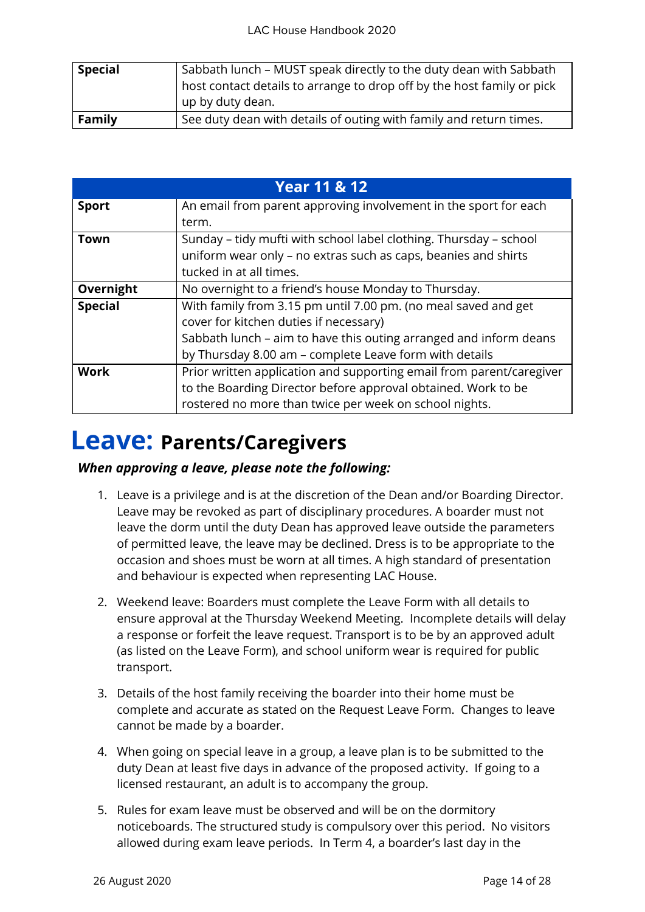| | |
|---|---|
| **Special** | Sabbath lunch – MUST speak directly to the duty dean with Sabbath host contact details to arrange to drop off by the host family or pick up by duty dean. |
| **Family** | See duty dean with details of outing with family and return times. |

| **Year 11 & 12** | |
|---|---|
| **Sport** | An email from parent approving involvement in the sport for each term. |
| **Town** | Sunday – tidy mufti with school label clothing. Thursday – school uniform wear only – no extras such as caps, beanies and shirts tucked in at all times. |
| **Overnight** | No overnight to a friend's house Monday to Thursday. |
| **Special** | With family from 3.15 pm until 7.00 pm. (no meal saved and get cover for kitchen duties if necessary)<br>Sabbath lunch – aim to have this outing arranged and inform deans by Thursday 8.00 am – complete Leave form with details |
| **Work** | Prior written application and supporting email from parent/caregiver to the Boarding Director before approval obtained. Work to be rostered no more than twice per week on school nights. |

# Leave: Parents/Caregivers

***When approving a leave, please note the following:***

1. Leave is a privilege and is at the discretion of the Dean and/or Boarding Director. Leave may be revoked as part of disciplinary procedures. A boarder must not leave the dorm until the duty Dean has approved leave outside the parameters of permitted leave, the leave may be declined. Dress is to be appropriate to the occasion and shoes must be worn at all times. A high standard of presentation and behaviour is expected when representing LAC House.

2. Weekend leave: Boarders must complete the Leave Form with all details to ensure approval at the Thursday Weekend Meeting. Incomplete details will delay a response or forfeit the leave request. Transport is to be by an approved adult (as listed on the Leave Form), and school uniform wear is required for public transport.

3. Details of the host family receiving the boarder into their home must be complete and accurate as stated on the Request Leave Form. Changes to leave cannot be made by a boarder.

4. When going on special leave in a group, a leave plan is to be submitted to the duty Dean at least five days in advance of the proposed activity. If going to a licensed restaurant, an adult is to accompany the group.

5. Rules for exam leave must be observed and will be on the dormitory noticeboards. The structured study is compulsory over this period. No visitors allowed during exam leave periods. In Term 4, a boarder's last day in the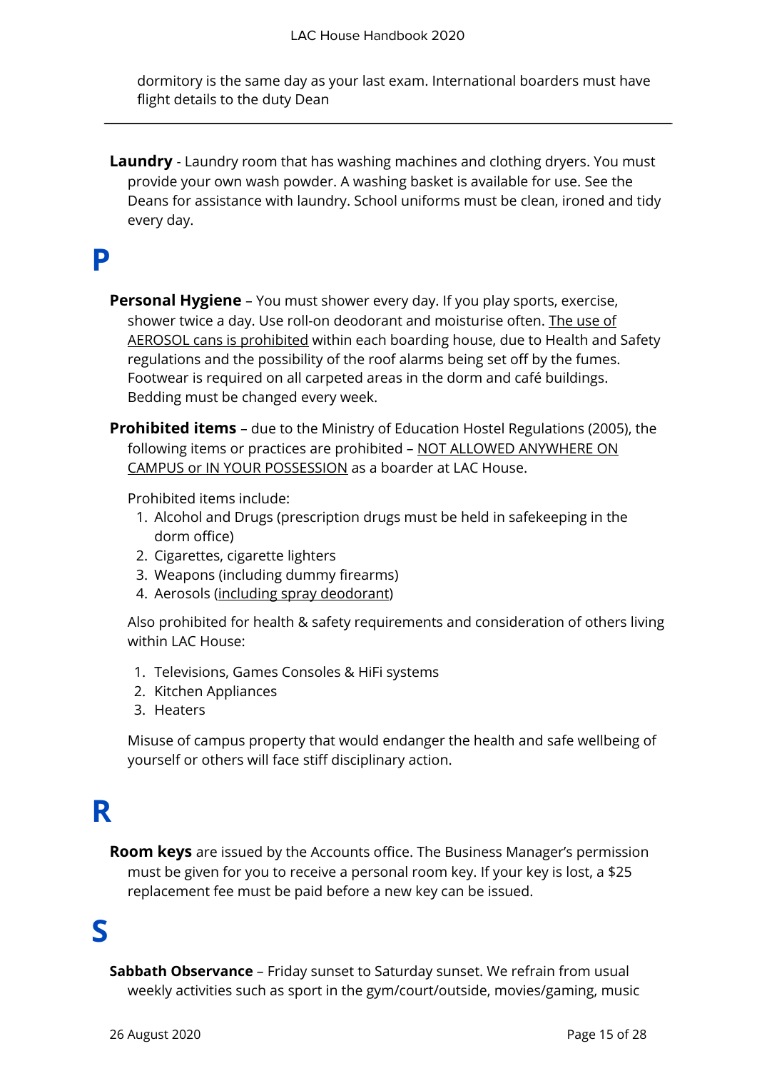dormitory is the same day as your last exam. International boarders must have flight details to the duty Dean

---

**Laundry** - Laundry room that has washing machines and clothing dryers. You must provide your own wash powder. A washing basket is available for use. See the Deans for assistance with laundry. School uniforms must be clean, ironed and tidy every day.

# P

**Personal Hygiene** – You must shower every day. If you play sports, exercise, shower twice a day. Use roll-on deodorant and moisturise often. <u>The use of AEROSOL cans is prohibited</u> within each boarding house, due to Health and Safety regulations and the possibility of the roof alarms being set off by the fumes. Footwear is required on all carpeted areas in the dorm and café buildings. Bedding must be changed every week.

**Prohibited items** – due to the Ministry of Education Hostel Regulations (2005), the following items or practices are prohibited – <u>NOT ALLOWED ANYWHERE ON CAMPUS or IN YOUR POSSESSION</u> as a boarder at LAC House.

Prohibited items include:

1. Alcohol and Drugs (prescription drugs must be held in safekeeping in the dorm office)
2. Cigarettes, cigarette lighters
3. Weapons (including dummy firearms)
4. Aerosols (<u>including spray deodorant</u>)

Also prohibited for health & safety requirements and consideration of others living within LAC House:

1. Televisions, Games Consoles & HiFi systems
2. Kitchen Appliances
3. Heaters

Misuse of campus property that would endanger the health and safe wellbeing of yourself or others will face stiff disciplinary action.

# R

**Room keys** are issued by the Accounts office. The Business Manager's permission must be given for you to receive a personal room key. If your key is lost, a $25 replacement fee must be paid before a new key can be issued.

# S

**Sabbath Observance** – Friday sunset to Saturday sunset. We refrain from usual weekly activities such as sport in the gym/court/outside, movies/gaming, music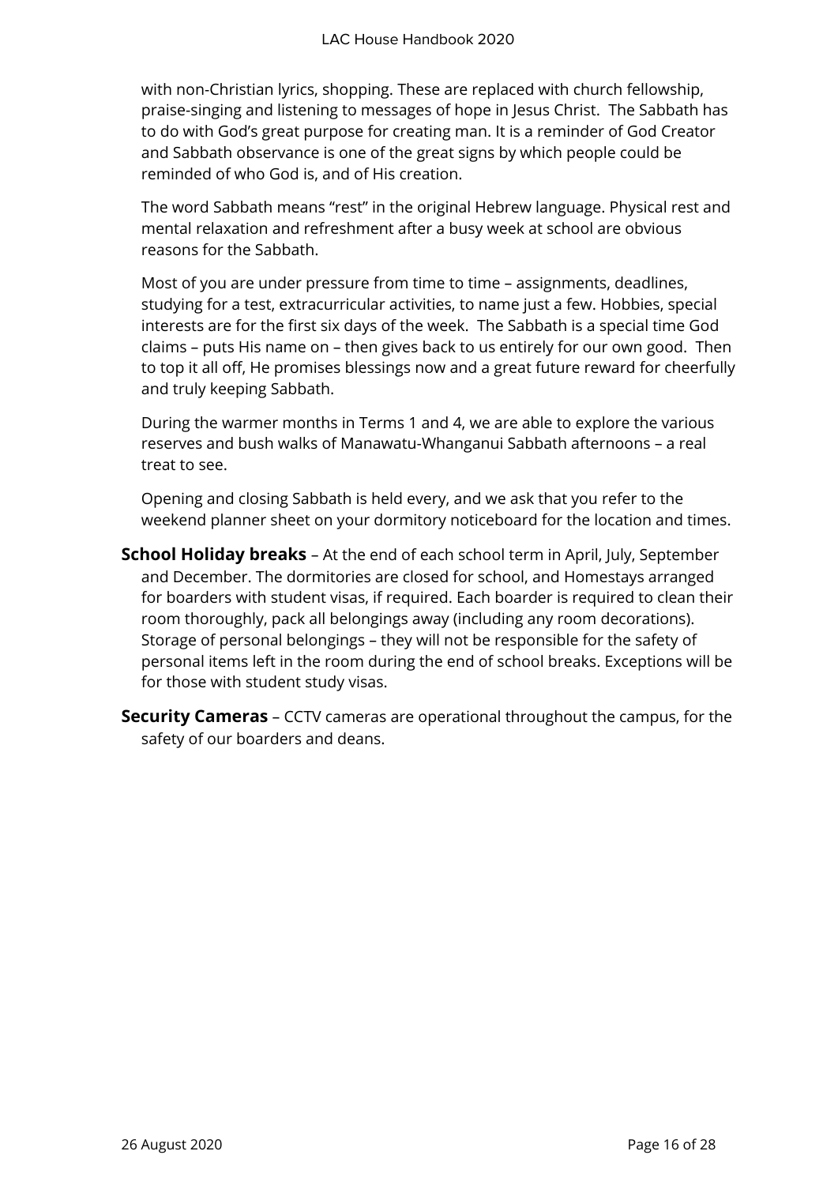with non-Christian lyrics, shopping. These are replaced with church fellowship, praise-singing and listening to messages of hope in Jesus Christ. The Sabbath has to do with God's great purpose for creating man. It is a reminder of God Creator and Sabbath observance is one of the great signs by which people could be reminded of who God is, and of His creation.

The word Sabbath means "rest" in the original Hebrew language. Physical rest and mental relaxation and refreshment after a busy week at school are obvious reasons for the Sabbath.

Most of you are under pressure from time to time – assignments, deadlines, studying for a test, extracurricular activities, to name just a few. Hobbies, special interests are for the first six days of the week. The Sabbath is a special time God claims – puts His name on – then gives back to us entirely for our own good. Then to top it all off, He promises blessings now and a great future reward for cheerfully and truly keeping Sabbath.

During the warmer months in Terms 1 and 4, we are able to explore the various reserves and bush walks of Manawatu-Whanganui Sabbath afternoons – a real treat to see.

Opening and closing Sabbath is held every, and we ask that you refer to the weekend planner sheet on your dormitory noticeboard for the location and times.

**School Holiday breaks** – At the end of each school term in April, July, September and December. The dormitories are closed for school, and Homestays arranged for boarders with student visas, if required. Each boarder is required to clean their room thoroughly, pack all belongings away (including any room decorations). Storage of personal belongings – they will not be responsible for the safety of personal items left in the room during the end of school breaks. Exceptions will be for those with student study visas.

**Security Cameras** – CCTV cameras are operational throughout the campus, for the safety of our boarders and deans.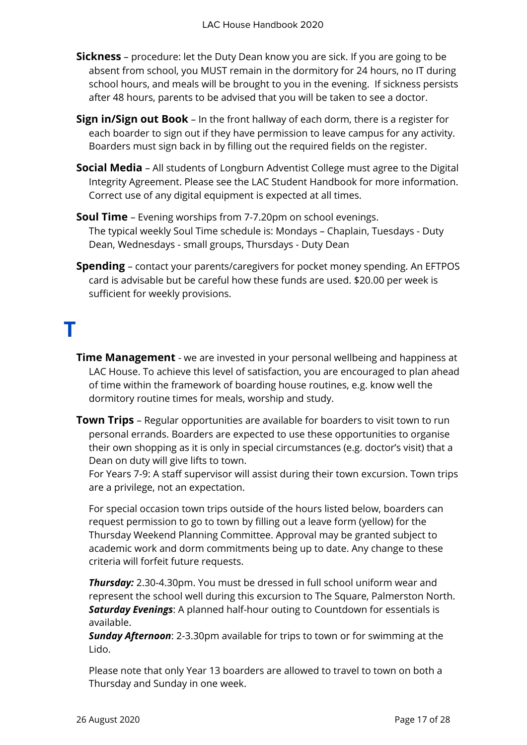**Sickness** – procedure: let the Duty Dean know you are sick. If you are going to be absent from school, you MUST remain in the dormitory for 24 hours, no IT during school hours, and meals will be brought to you in the evening. If sickness persists after 48 hours, parents to be advised that you will be taken to see a doctor.

**Sign in/Sign out Book** – In the front hallway of each dorm, there is a register for each boarder to sign out if they have permission to leave campus for any activity. Boarders must sign back in by filling out the required fields on the register.

**Social Media** – All students of Longburn Adventist College must agree to the Digital Integrity Agreement. Please see the LAC Student Handbook for more information. Correct use of any digital equipment is expected at all times.

**Soul Time** – Evening worships from 7-7.20pm on school evenings.
The typical weekly Soul Time schedule is: Mondays – Chaplain, Tuesdays - Duty Dean, Wednesdays - small groups, Thursdays - Duty Dean

**Spending** – contact your parents/caregivers for pocket money spending. An EFTPOS card is advisable but be careful how these funds are used. $20.00 per week is sufficient for weekly provisions.

# T

**Time Management** - we are invested in your personal wellbeing and happiness at LAC House. To achieve this level of satisfaction, you are encouraged to plan ahead of time within the framework of boarding house routines, e.g. know well the dormitory routine times for meals, worship and study.

**Town Trips** – Regular opportunities are available for boarders to visit town to run personal errands. Boarders are expected to use these opportunities to organise their own shopping as it is only in special circumstances (e.g. doctor's visit) that a Dean on duty will give lifts to town.
For Years 7-9: A staff supervisor will assist during their town excursion. Town trips are a privilege, not an expectation.

For special occasion town trips outside of the hours listed below, boarders can request permission to go to town by filling out a leave form (yellow) for the Thursday Weekend Planning Committee. Approval may be granted subject to academic work and dorm commitments being up to date. Any change to these criteria will forfeit future requests.

***Thursday:*** 2.30-4.30pm. You must be dressed in full school uniform wear and represent the school well during this excursion to The Square, Palmerston North.
***Saturday Evenings***: A planned half-hour outing to Countdown for essentials is available.
***Sunday Afternoon***: 2-3.30pm available for trips to town or for swimming at the Lido.

Please note that only Year 13 boarders are allowed to travel to town on both a Thursday and Sunday in one week.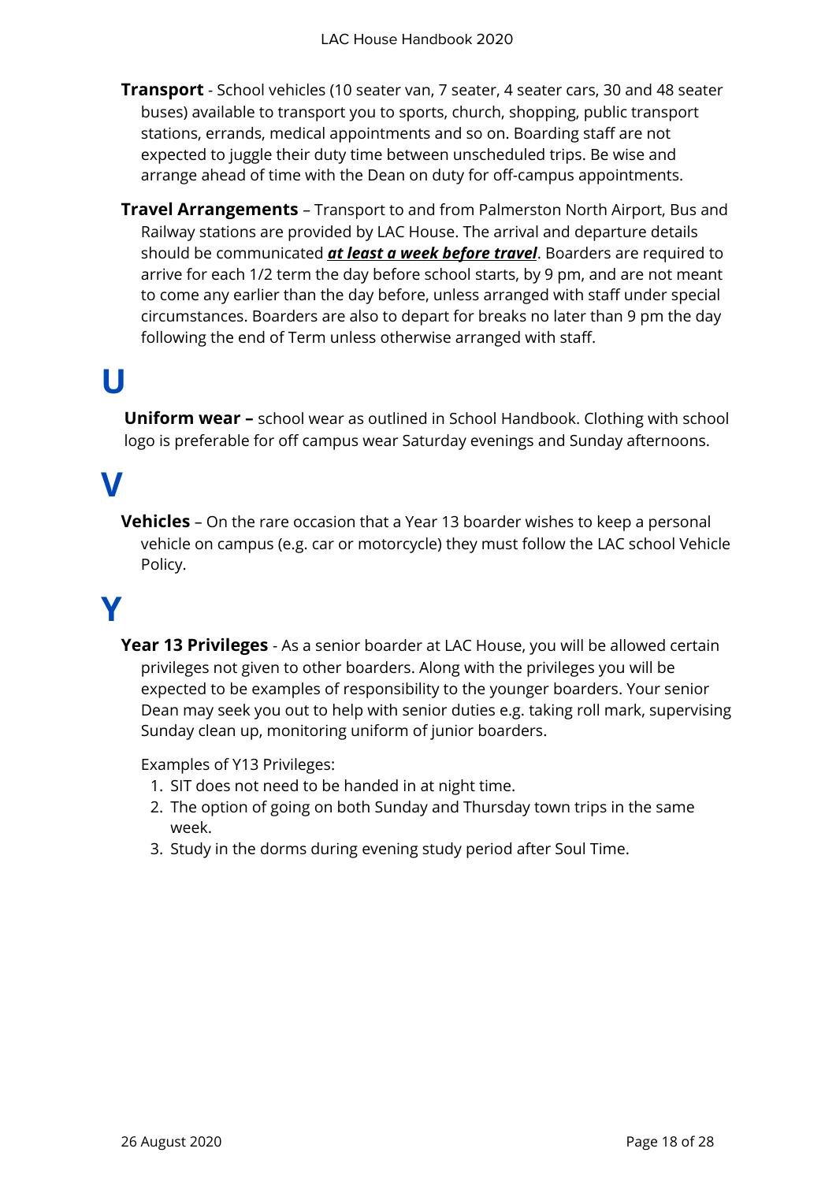**Transport** - School vehicles (10 seater van, 7 seater, 4 seater cars, 30 and 48 seater buses) available to transport you to sports, church, shopping, public transport stations, errands, medical appointments and so on. Boarding staff are not expected to juggle their duty time between unscheduled trips. Be wise and arrange ahead of time with the Dean on duty for off-campus appointments.

**Travel Arrangements** – Transport to and from Palmerston North Airport, Bus and Railway stations are provided by LAC House. The arrival and departure details should be communicated ***<u>at least a week before travel</u>***. Boarders are required to arrive for each 1/2 term the day before school starts, by 9 pm, and are not meant to come any earlier than the day before, unless arranged with staff under special circumstances. Boarders are also to depart for breaks no later than 9 pm the day following the end of Term unless otherwise arranged with staff.

# U

**Uniform wear –** school wear as outlined in School Handbook. Clothing with school logo is preferable for off campus wear Saturday evenings and Sunday afternoons.

# V

**Vehicles** – On the rare occasion that a Year 13 boarder wishes to keep a personal vehicle on campus (e.g. car or motorcycle) they must follow the LAC school Vehicle Policy.

# Y

**Year 13 Privileges** - As a senior boarder at LAC House, you will be allowed certain privileges not given to other boarders. Along with the privileges you will be expected to be examples of responsibility to the younger boarders. Your senior Dean may seek you out to help with senior duties e.g. taking roll mark, supervising Sunday clean up, monitoring uniform of junior boarders.

Examples of Y13 Privileges:

1. SIT does not need to be handed in at night time.
2. The option of going on both Sunday and Thursday town trips in the same week.
3. Study in the dorms during evening study period after Soul Time.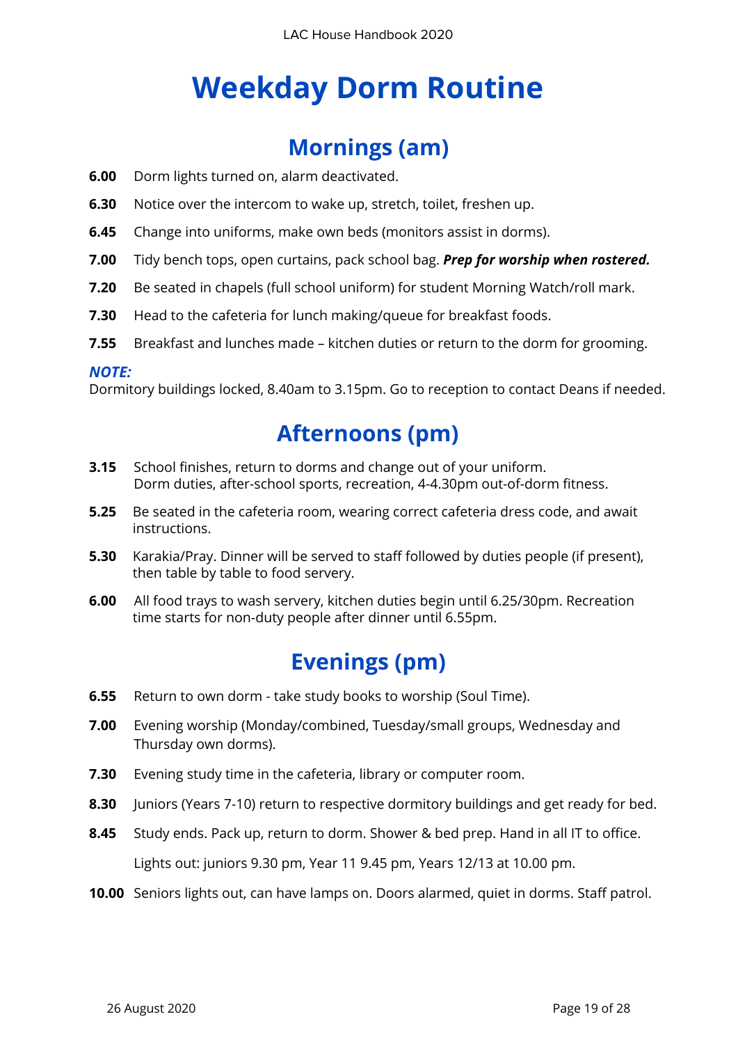# Weekday Dorm Routine

## Mornings (am)

**6.00** Dorm lights turned on, alarm deactivated.

**6.30** Notice over the intercom to wake up, stretch, toilet, freshen up.

**6.45** Change into uniforms, make own beds (monitors assist in dorms).

**7.00** Tidy bench tops, open curtains, pack school bag. ***Prep for worship when rostered.***

**7.20** Be seated in chapels (full school uniform) for student Morning Watch/roll mark.

**7.30** Head to the cafeteria for lunch making/queue for breakfast foods.

**7.55** Breakfast and lunches made – kitchen duties or return to the dorm for grooming.

***NOTE:***
Dormitory buildings locked, 8.40am to 3.15pm. Go to reception to contact Deans if needed.

## Afternoons (pm)

**3.15** School finishes, return to dorms and change out of your uniform.
Dorm duties, after-school sports, recreation, 4-4.30pm out-of-dorm fitness.

**5.25** Be seated in the cafeteria room, wearing correct cafeteria dress code, and await instructions.

**5.30** Karakia/Pray. Dinner will be served to staff followed by duties people (if present), then table by table to food servery.

**6.00** All food trays to wash servery, kitchen duties begin until 6.25/30pm. Recreation time starts for non-duty people after dinner until 6.55pm.

## Evenings (pm)

**6.55** Return to own dorm - take study books to worship (Soul Time).

**7.00** Evening worship (Monday/combined, Tuesday/small groups, Wednesday and Thursday own dorms).

**7.30** Evening study time in the cafeteria, library or computer room.

**8.30** Juniors (Years 7-10) return to respective dormitory buildings and get ready for bed.

**8.45** Study ends. Pack up, return to dorm. Shower & bed prep. Hand in all IT to office.

Lights out: juniors 9.30 pm, Year 11 9.45 pm, Years 12/13 at 10.00 pm.

**10.00** Seniors lights out, can have lamps on. Doors alarmed, quiet in dorms. Staff patrol.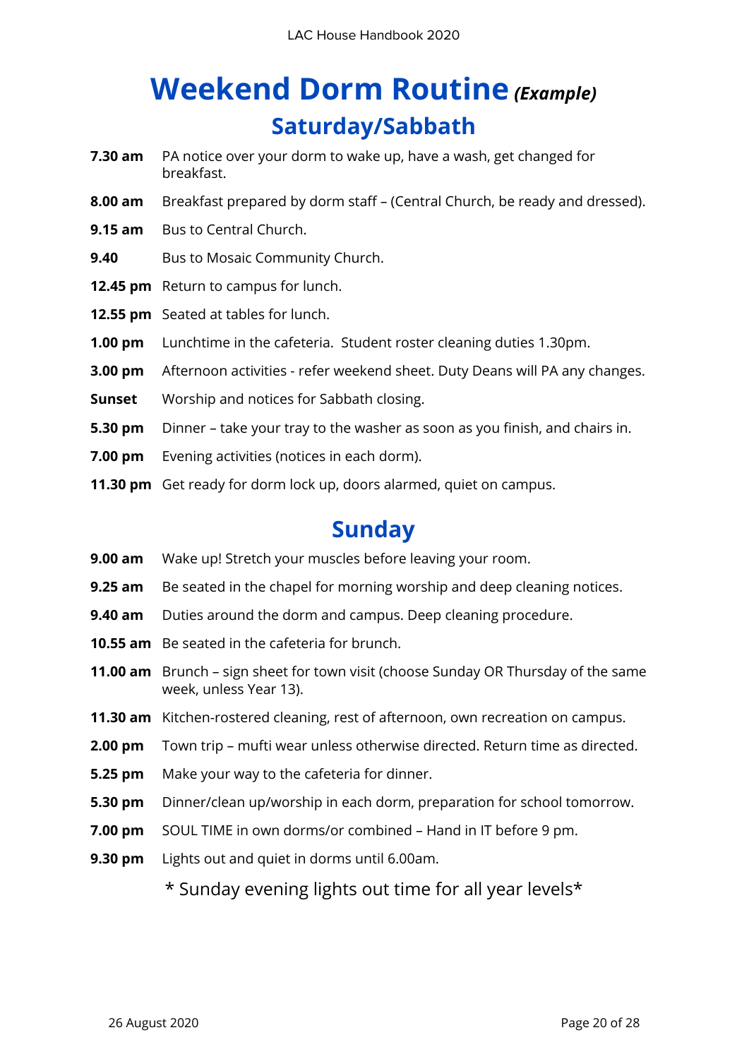# Weekend Dorm Routine *(Example)*

## Saturday/Sabbath

**7.30 am** PA notice over your dorm to wake up, have a wash, get changed for breakfast.

**8.00 am** Breakfast prepared by dorm staff – (Central Church, be ready and dressed).

**9.15 am** Bus to Central Church.

**9.40** Bus to Mosaic Community Church.

**12.45 pm** Return to campus for lunch.

**12.55 pm** Seated at tables for lunch.

**1.00 pm** Lunchtime in the cafeteria. Student roster cleaning duties 1.30pm.

**3.00 pm** Afternoon activities - refer weekend sheet. Duty Deans will PA any changes.

**Sunset** Worship and notices for Sabbath closing.

**5.30 pm** Dinner – take your tray to the washer as soon as you finish, and chairs in.

**7.00 pm** Evening activities (notices in each dorm).

**11.30 pm** Get ready for dorm lock up, doors alarmed, quiet on campus.

## Sunday

**9.00 am** Wake up! Stretch your muscles before leaving your room.

**9.25 am** Be seated in the chapel for morning worship and deep cleaning notices.

**9.40 am** Duties around the dorm and campus. Deep cleaning procedure.

**10.55 am** Be seated in the cafeteria for brunch.

**11.00 am** Brunch – sign sheet for town visit (choose Sunday OR Thursday of the same week, unless Year 13).

**11.30 am** Kitchen-rostered cleaning, rest of afternoon, own recreation on campus.

**2.00 pm** Town trip – mufti wear unless otherwise directed. Return time as directed.

**5.25 pm** Make your way to the cafeteria for dinner.

**5.30 pm** Dinner/clean up/worship in each dorm, preparation for school tomorrow.

**7.00 pm** SOUL TIME in own dorms/or combined – Hand in IT before 9 pm.

**9.30 pm** Lights out and quiet in dorms until 6.00am.

\* Sunday evening lights out time for all year levels\*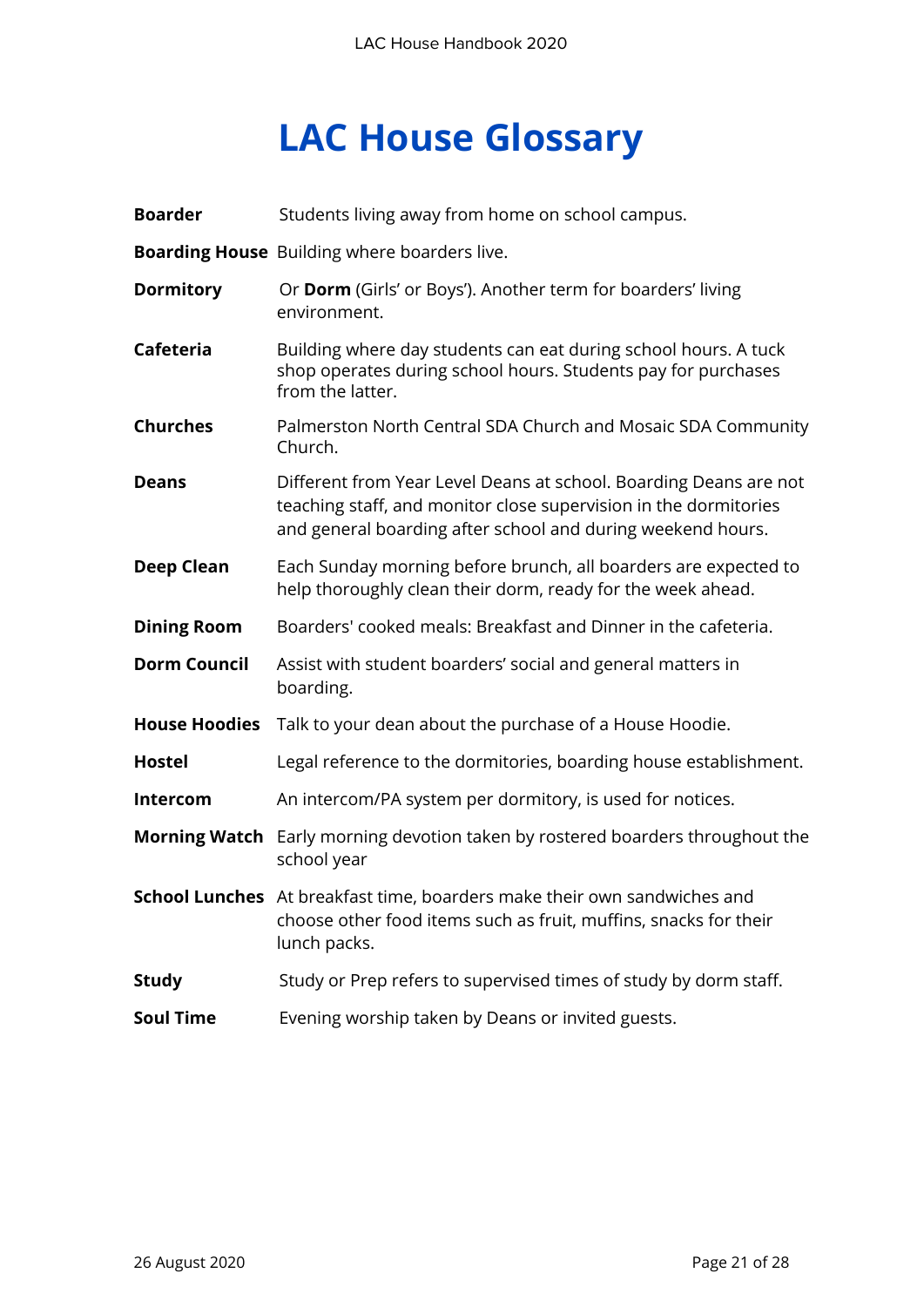# LAC House Glossary

**Boarder** Students living away from home on school campus.

**Boarding House** Building where boarders live.

**Dormitory** Or **Dorm** (Girls' or Boys'). Another term for boarders' living environment.

**Cafeteria** Building where day students can eat during school hours. A tuck shop operates during school hours. Students pay for purchases from the latter.

**Churches** Palmerston North Central SDA Church and Mosaic SDA Community Church.

**Deans** Different from Year Level Deans at school. Boarding Deans are not teaching staff, and monitor close supervision in the dormitories and general boarding after school and during weekend hours.

**Deep Clean** Each Sunday morning before brunch, all boarders are expected to help thoroughly clean their dorm, ready for the week ahead.

**Dining Room** Boarders' cooked meals: Breakfast and Dinner in the cafeteria.

**Dorm Council** Assist with student boarders' social and general matters in boarding.

**House Hoodies** Talk to your dean about the purchase of a House Hoodie.

**Hostel** Legal reference to the dormitories, boarding house establishment.

**Intercom** An intercom/PA system per dormitory, is used for notices.

**Morning Watch** Early morning devotion taken by rostered boarders throughout the school year

**School Lunches** At breakfast time, boarders make their own sandwiches and choose other food items such as fruit, muffins, snacks for their lunch packs.

**Study** Study or Prep refers to supervised times of study by dorm staff.

**Soul Time** Evening worship taken by Deans or invited guests.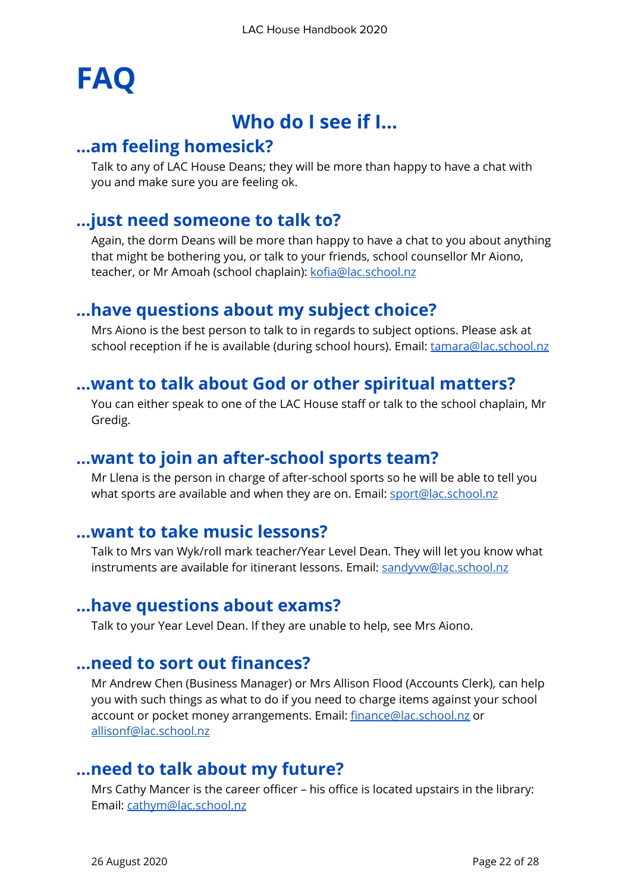# FAQ

## Who do I see if I…

### …am feeling homesick?

Talk to any of LAC House Deans; they will be more than happy to have a chat with you and make sure you are feeling ok.

### …just need someone to talk to?

Again, the dorm Deans will be more than happy to have a chat to you about anything that might be bothering you, or talk to your friends, school counsellor Mr Aiono, teacher, or Mr Amoah (school chaplain): kofia@lac.school.nz

### …have questions about my subject choice?

Mrs Aiono is the best person to talk to in regards to subject options. Please ask at school reception if he is available (during school hours). Email: tamara@lac.school.nz

### …want to talk about God or other spiritual matters?

You can either speak to one of the LAC House staff or talk to the school chaplain, Mr Gredig.

### …want to join an after-school sports team?

Mr Llena is the person in charge of after-school sports so he will be able to tell you what sports are available and when they are on. Email: sport@lac.school.nz

### …want to take music lessons?

Talk to Mrs van Wyk/roll mark teacher/Year Level Dean. They will let you know what instruments are available for itinerant lessons. Email: sandyvw@lac.school.nz

### …have questions about exams?

Talk to your Year Level Dean. If they are unable to help, see Mrs Aiono.

### …need to sort out finances?

Mr Andrew Chen (Business Manager) or Mrs Allison Flood (Accounts Clerk), can help you with such things as what to do if you need to charge items against your school account or pocket money arrangements. Email: finance@lac.school.nz or allisonf@lac.school.nz

### …need to talk about my future?

Mrs Cathy Mancer is the career officer – his office is located upstairs in the library: Email: cathym@lac.school.nz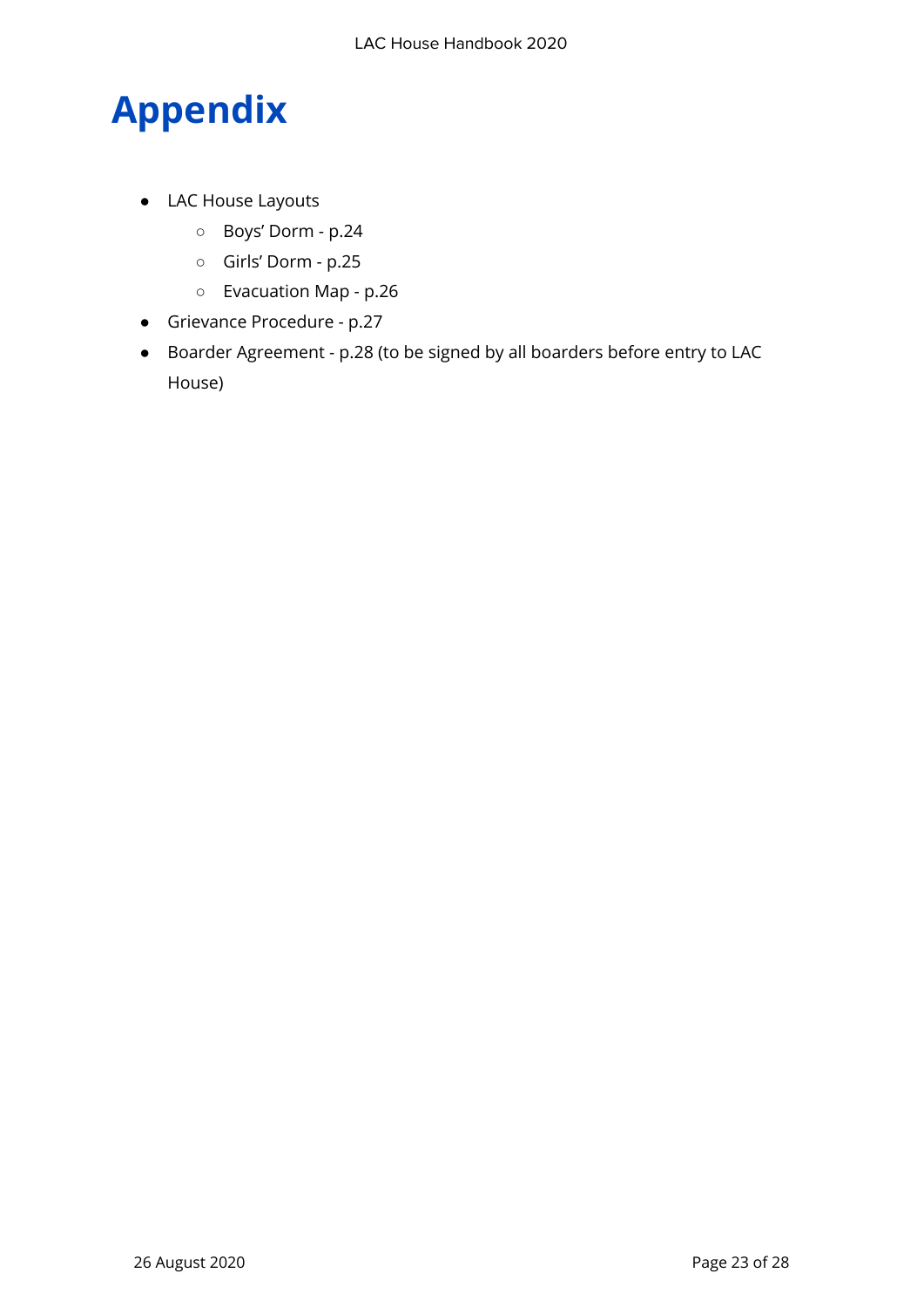# Appendix

- LAC House Layouts
    - Boys' Dorm - p.24
    - Girls' Dorm - p.25
    - Evacuation Map - p.26
- Grievance Procedure - p.27
- Boarder Agreement - p.28 (to be signed by all boarders before entry to LAC House)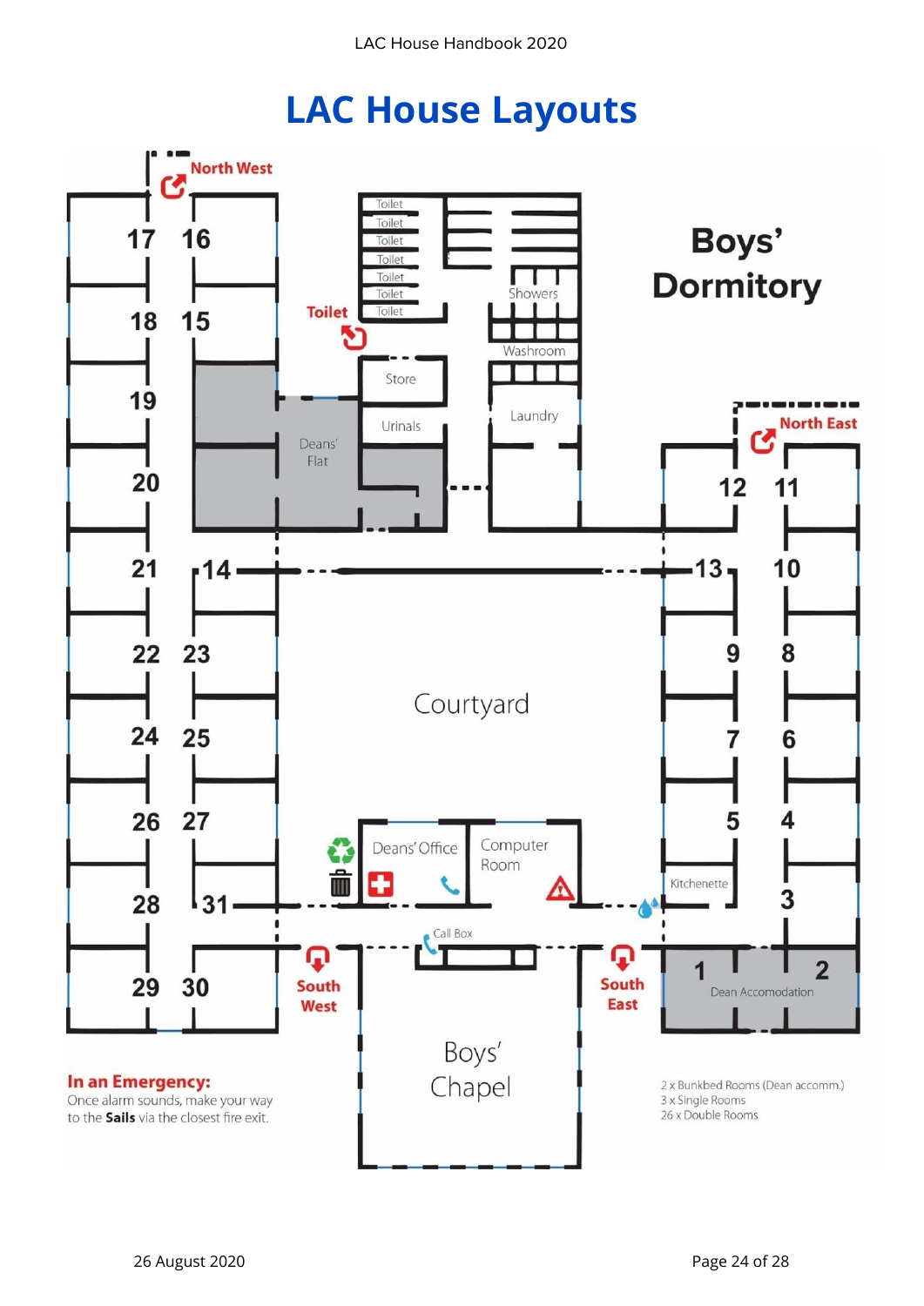# LAC House Layouts

**Boys' Dormitory**

North West

17 16

18 15

19

20

21 14

22 23

24 25

26 27

28 31

29 30

Toilet
Toilet
Toilet
Toilet
Toilet
Toilet
Toilet

Showers

Washroom

Toilet

Store

Urinals

Laundry

Deans' Flat

North East

12 11

13 10

9 8

7 6

5 4

Kitchenette

3

1 2

Dean Accomodation

Courtyard

Deans' Office

Computer Room

Call Box

South West

South East

Boys' Chapel

**In an Emergency:**
Once alarm sounds, make your way to the **Sails** via the closest fire exit.

2 x Bunkbed Rooms (Dean accomm.)
3 x Single Rooms
26 x Double Rooms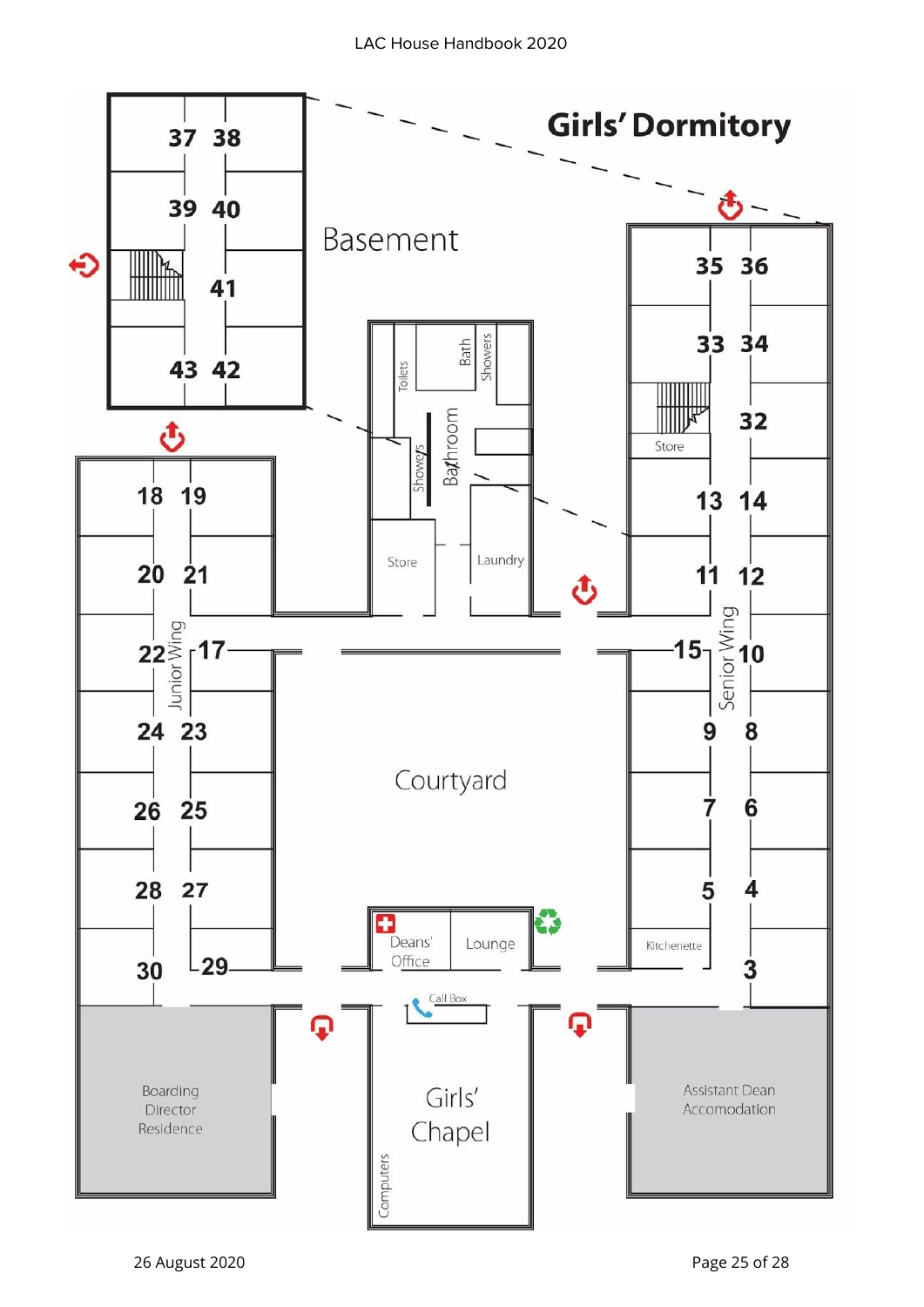# Girls' Dormitory

**Basement:** 37, 38, 39, 40, 41, 42, 43

**Junior Wing:** 17, 18, 19, 20, 21, 22, 23, 24, 25, 26, 27, 28, 29, 30

**Senior Wing:** 3, 4, 5, 6, 7, 8, 9, 10, 11, 12, 13, 14, 15, 32, 33, 34, 35, 36

**Bathroom:** Toilets, Bath, Showers

Store

Laundry

Courtyard

Deans' Office

Lounge

Kitchenette

Call Box

Girls' Chapel

Computers

Boarding Director Residence

Assistant Dean Accomodation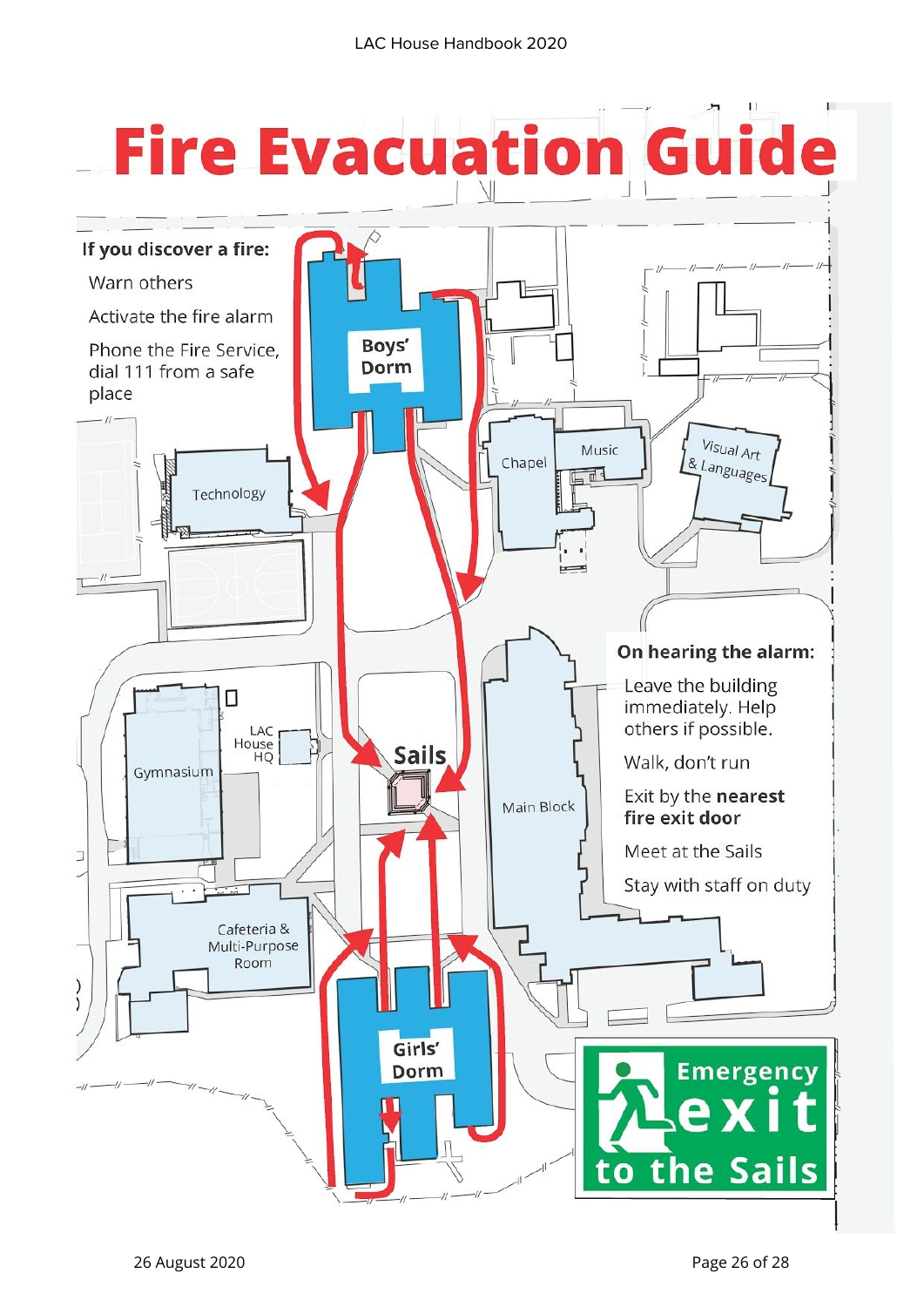# Fire Evacuation Guide

**If you discover a fire:**

Warn others

Activate the fire alarm

Phone the Fire Service, dial 111 from a safe place

Boys' Dorm

Technology

Chapel

Music

Visual Art & Languages

Gymnasium

LAC House HQ

Sails

Main Block

Cafeteria & Multi-Purpose Room

Girls' Dorm

**On hearing the alarm:**

Leave the building immediately. Help others if possible.

Walk, don't run

Exit by the **nearest fire exit door**

Meet at the Sails

Stay with staff on duty

**Emergency exit to the Sails**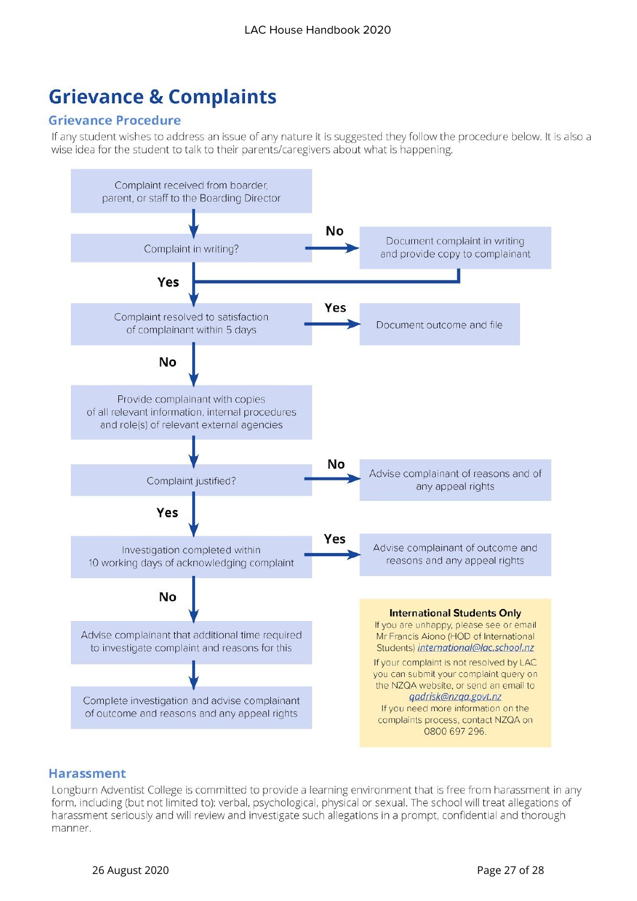# Grievance & Complaints

## Grievance Procedure

If any student wishes to address an issue of any nature it is suggested they follow the procedure below. It is also a wise idea for the student to talk to their parents/caregivers about what is happening.

Complaint received from boarder, parent, or staff to the Boarding Director

Complaint in writing?

No → Document complaint in writing and provide copy to complainant

Yes

Complaint resolved to satisfaction of complainant within 5 days

Yes → Document outcome and file

No

Provide complainant with copies of all relevant information, internal procedures and role(s) of relevant external agencies

Complaint justified?

No → Advise complainant of reasons and of any appeal rights

Yes

Investigation completed within 10 working days of acknowledging complaint

Yes → Advise complainant of outcome and reasons and any appeal rights

No

Advise complainant that additional time required to investigate complaint and reasons for this

Complete investigation and advise complainant of outcome and reasons and any appeal rights

**International Students Only**

If you are unhappy, please see or email Mr Francis Aiono (HOD of International Students) *international@lac.school.nz*

If your complaint is not resolved by LAC you can submit your complaint query on the NZQA website, or send an email to *qadrisk@nzqa.govt.nz*

If you need more information on the complaints process, contact NZQA on 0800 697 296.

## Harassment

Longburn Adventist College is committed to provide a learning environment that is free from harassment in any form, including (but not limited to): verbal, psychological, physical or sexual. The school will treat allegations of harassment seriously and will review and investigate such allegations in a prompt, confidential and thorough manner.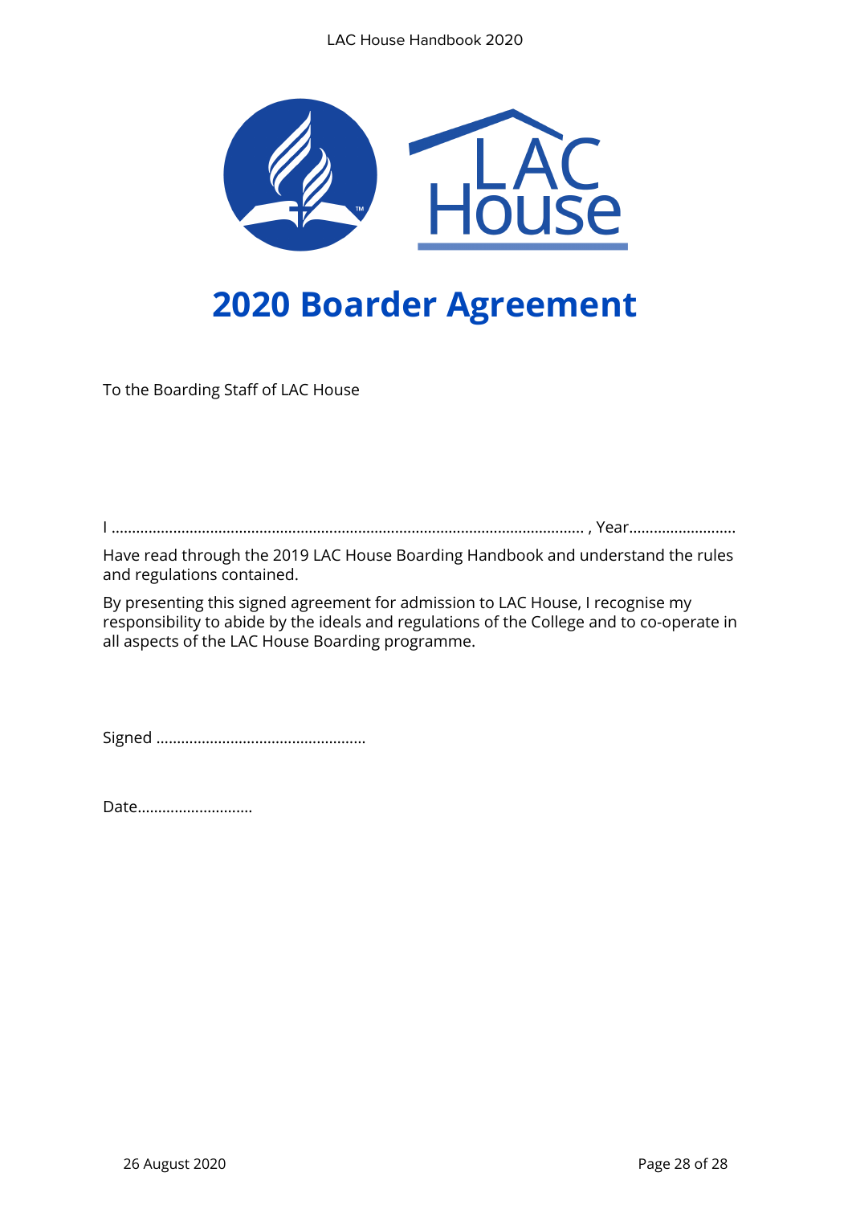# 2020 Boarder Agreement

To the Boarding Staff of LAC House

I ................................................................................................................. , Year.........................

Have read through the 2019 LAC House Boarding Handbook and understand the rules and regulations contained.

By presenting this signed agreement for admission to LAC House, I recognise my responsibility to abide by the ideals and regulations of the College and to co-operate in all aspects of the LAC House Boarding programme.

Signed ..................................................

Date...........................